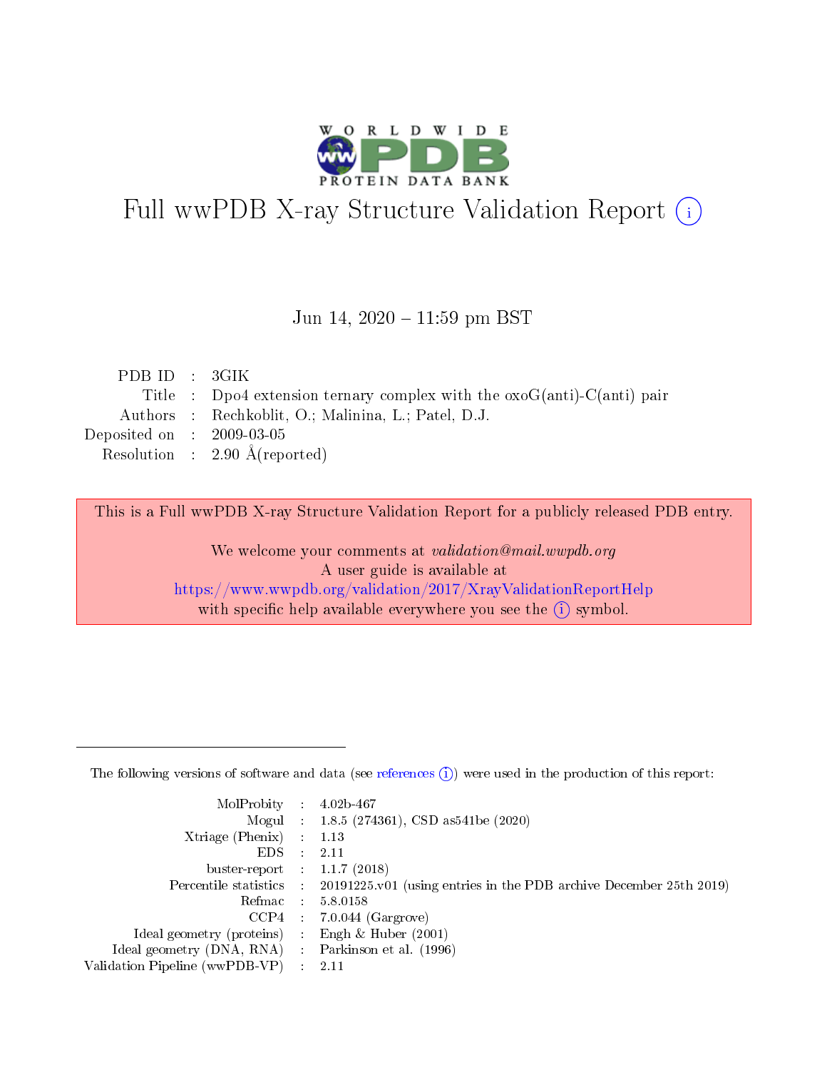# Full wwPDB X-ray Structure Validation Report (i)

Jun 14, 2020 – 11:59 pm BST

| | | |
|---|---|---|
| PDB ID | : | 3GIK |
| Title | : | Dpo4 extension ternary complex with the oxoG(anti)-C(anti) pair |
| Authors | : | Rechkoblit, O.; Malinina, L.; Patel, D.J. |
| Deposited on | : | 2009-03-05 |
| Resolution | : | 2.90 Å(reported) |

This is a Full wwPDB X-ray Structure Validation Report for a publicly released PDB entry.

We welcome your comments at *validation@mail.wwpdb.org*
A user guide is available at
https://www.wwpdb.org/validation/2017/XrayValidationReportHelp
with specific help available everywhere you see the (i) symbol.

The following versions of software and data (see references (i)) were used in the production of this report:

| | | |
|---|---|---|
| MolProbity | : | 4.02b-467 |
| Mogul | : | 1.8.5 (274361), CSD as541be (2020) |
| Xtriage (Phenix) | : | 1.13 |
| EDS | : | 2.11 |
| buster-report | : | 1.1.7 (2018) |
| Percentile statistics | : | 20191225.v01 (using entries in the PDB archive December 25th 2019) |
| Refmac | : | 5.8.0158 |
| CCP4 | : | 7.0.044 (Gargrove) |
| Ideal geometry (proteins) | : | Engh & Huber (2001) |
| Ideal geometry (DNA, RNA) | : | Parkinson et al. (1996) |
| Validation Pipeline (wwPDB-VP) | : | 2.11 |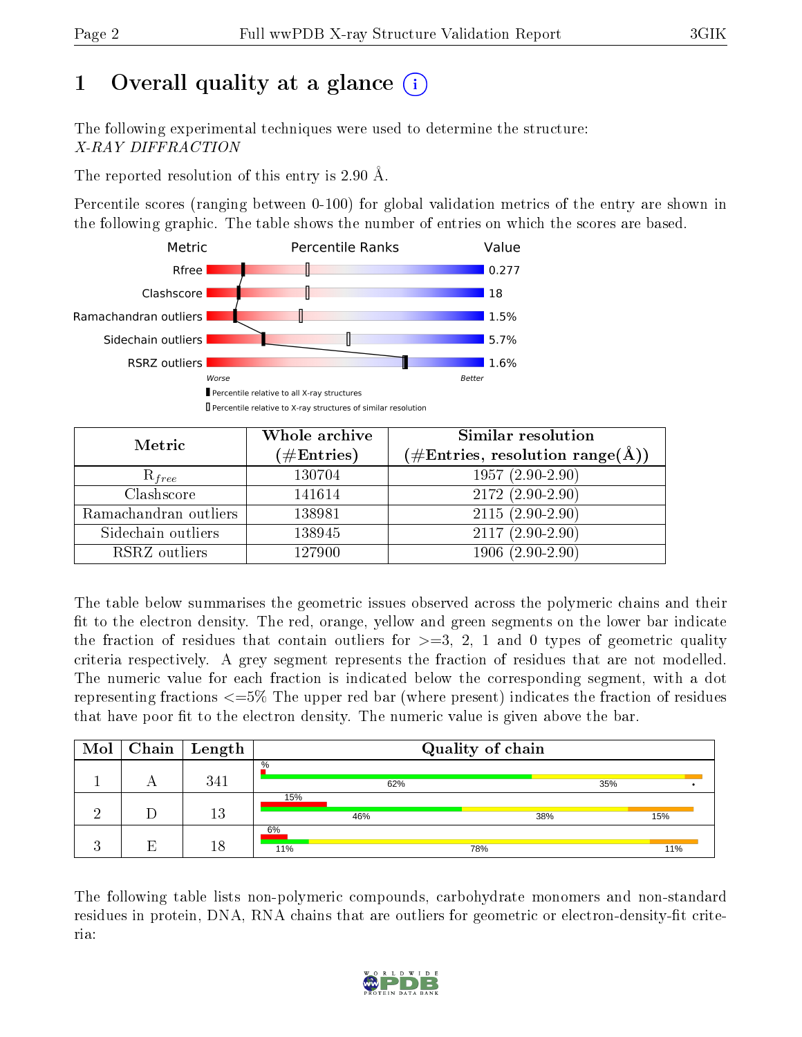# 1 Overall quality at a glance

The following experimental techniques were used to determine the structure:
*X-RAY DIFFRACTION*

The reported resolution of this entry is 2.90 Å.

Percentile scores (ranging between 0-100) for global validation metrics of the entry are shown in the following graphic. The table shows the number of entries on which the scores are based.

Metric
Percentile Ranks
Value
Rfree 0.277
Clashscore 18
Ramachandran outliers 1.5%
Sidechain outliers 5.7%
RSRZ outliers 1.6%
Worse
Better
Percentile relative to all X-ray structures
Percentile relative to X-ray structures of similar resolution

| Metric | Whole archive (#Entries) | Similar resolution (#Entries, resolution range(Å)) |
|---|---|---|
| $R_{free}$ | 130704 | 1957 (2.90-2.90) |
| Clashscore | 141614 | 2172 (2.90-2.90) |
| Ramachandran outliers | 138981 | 2115 (2.90-2.90) |
| Sidechain outliers | 138945 | 2117 (2.90-2.90) |
| RSRZ outliers | 127900 | 1906 (2.90-2.90) |

The table below summarises the geometric issues observed across the polymeric chains and their fit to the electron density. The red, orange, yellow and green segments on the lower bar indicate the fraction of residues that contain outliers for >=3, 2, 1 and 0 types of geometric quality criteria respectively. A grey segment represents the fraction of residues that are not modelled. The numeric value for each fraction is indicated below the corresponding segment, with a dot representing fractions <=5% The upper red bar (where present) indicates the fraction of residues that have poor fit to the electron density. The numeric value is given above the bar.

| Mol | Chain | Length | Quality of chain |
|---|---|---|---|
| 1 | A | 341 | % 62% 35% • |
| 2 | D | 13 | 15% 46% 38% 15% |
| 3 | E | 18 | 6% 11% 78% 11% |

The following table lists non-polymeric compounds, carbohydrate monomers and non-standard residues in protein, DNA, RNA chains that are outliers for geometric or electron-density-fit criteria: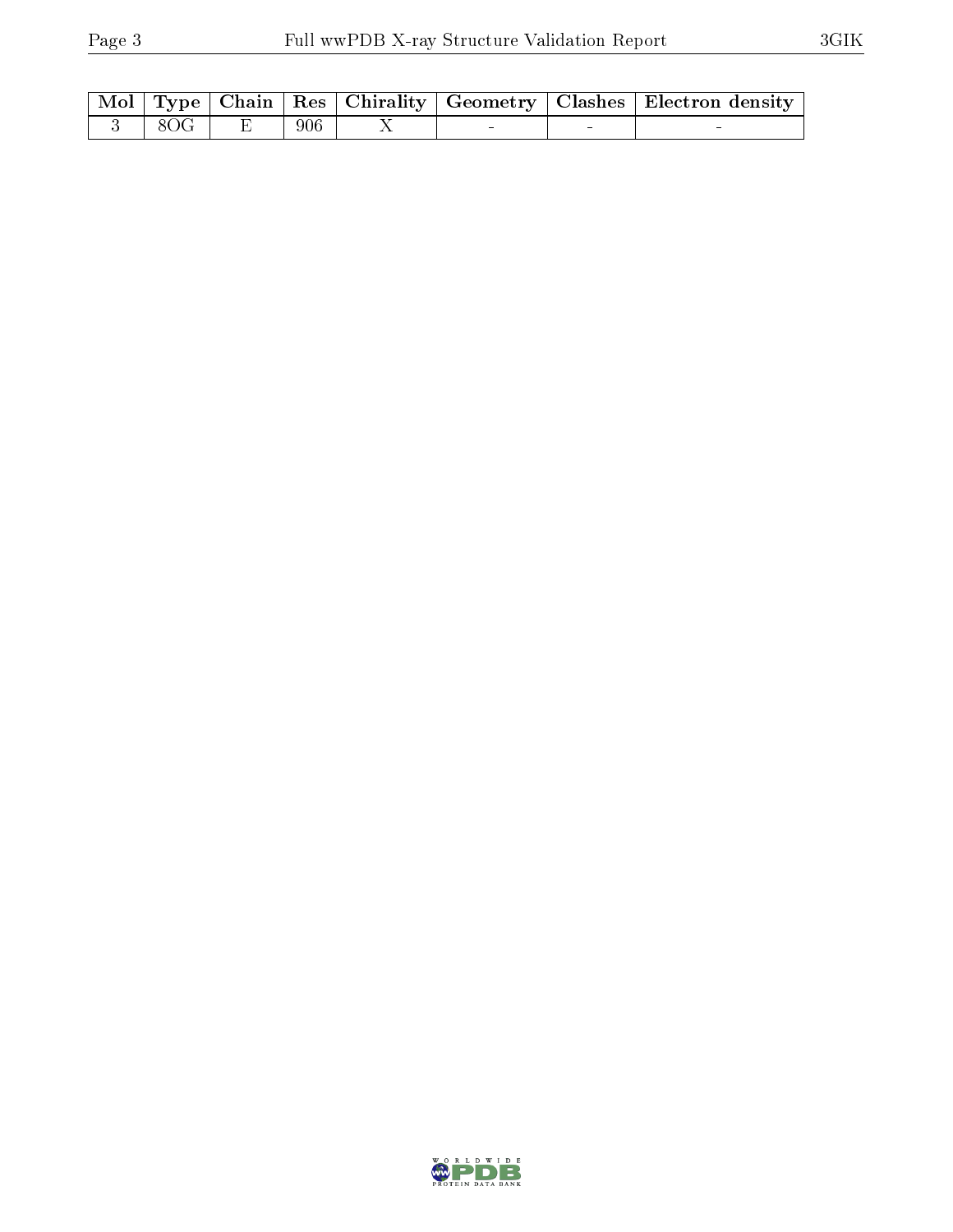| Mol | Type | Chain | Res | Chirality | Geometry | Clashes | Electron density |
|---|---|---|---|---|---|---|---|
| 3 | 8OG | E | 906 | X | - | - | - |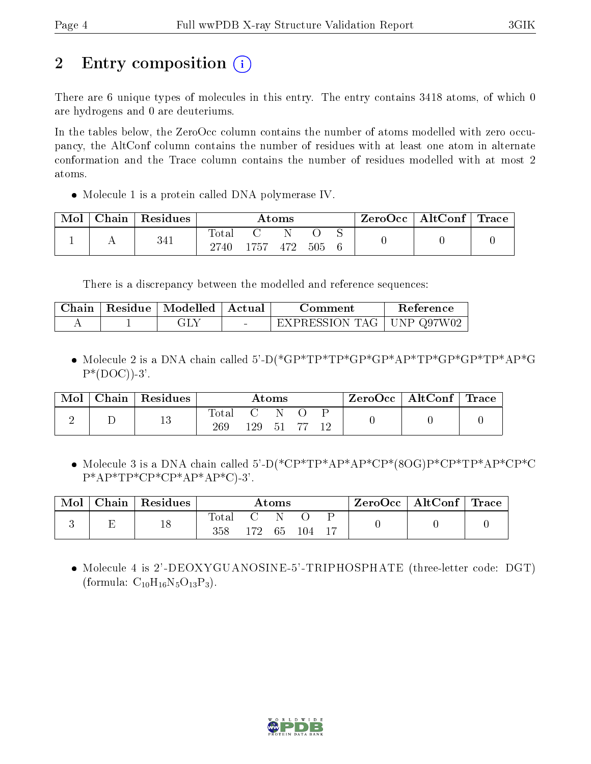# 2 Entry composition (i)

There are 6 unique types of molecules in this entry. The entry contains 3418 atoms, of which 0 are hydrogens and 0 are deuteriums.

In the tables below, the ZeroOcc column contains the number of atoms modelled with zero occupancy, the AltConf column contains the number of residues with at least one atom in alternate conformation and the Trace column contains the number of residues modelled with at most 2 atoms.

- Molecule 1 is a protein called DNA polymerase IV.

| Mol | Chain | Residues | Atoms | | | | | ZeroOcc | AltConf | Trace |
|---|---|---|---|---|---|---|---|---|---|---|
| 1 | A | 341 | Total<br>2740 | C<br>1757 | N<br>472 | O<br>505 | S<br>6 | 0 | 0 | 0 |

There is a discrepancy between the modelled and reference sequences:

| Chain | Residue | Modelled | Actual | Comment | Reference |
|---|---|---|---|---|---|
| A | 1 | GLY | - | EXPRESSION TAG | UNP Q97W02 |

- Molecule 2 is a DNA chain called 5'-D(*GP*TP*TP*GP*GP*AP*TP*GP*GP*TP*AP*GP*(DOC))-3'.

| Mol | Chain | Residues | Atoms | | | | | ZeroOcc | AltConf | Trace |
|---|---|---|---|---|---|---|---|---|---|---|
| 2 | D | 13 | Total<br>269 | C<br>129 | N<br>51 | O<br>77 | P<br>12 | 0 | 0 | 0 |

- Molecule 3 is a DNA chain called 5'-D(*CP*TP*AP*AP*CP*(8OG)P*CP*TP*AP*CP*CP*AP*TP*CP*CP*AP*AP*C)-3'.

| Mol | Chain | Residues | Atoms | | | | | ZeroOcc | AltConf | Trace |
|---|---|---|---|---|---|---|---|---|---|---|
| 3 | E | 18 | Total<br>358 | C<br>172 | N<br>65 | O<br>104 | P<br>17 | 0 | 0 | 0 |

- Molecule 4 is 2'-DEOXYGUANOSINE-5'-TRIPHOSPHATE (three-letter code: DGT) (formula: $C_{10}H_{16}N_5O_{13}P_3$).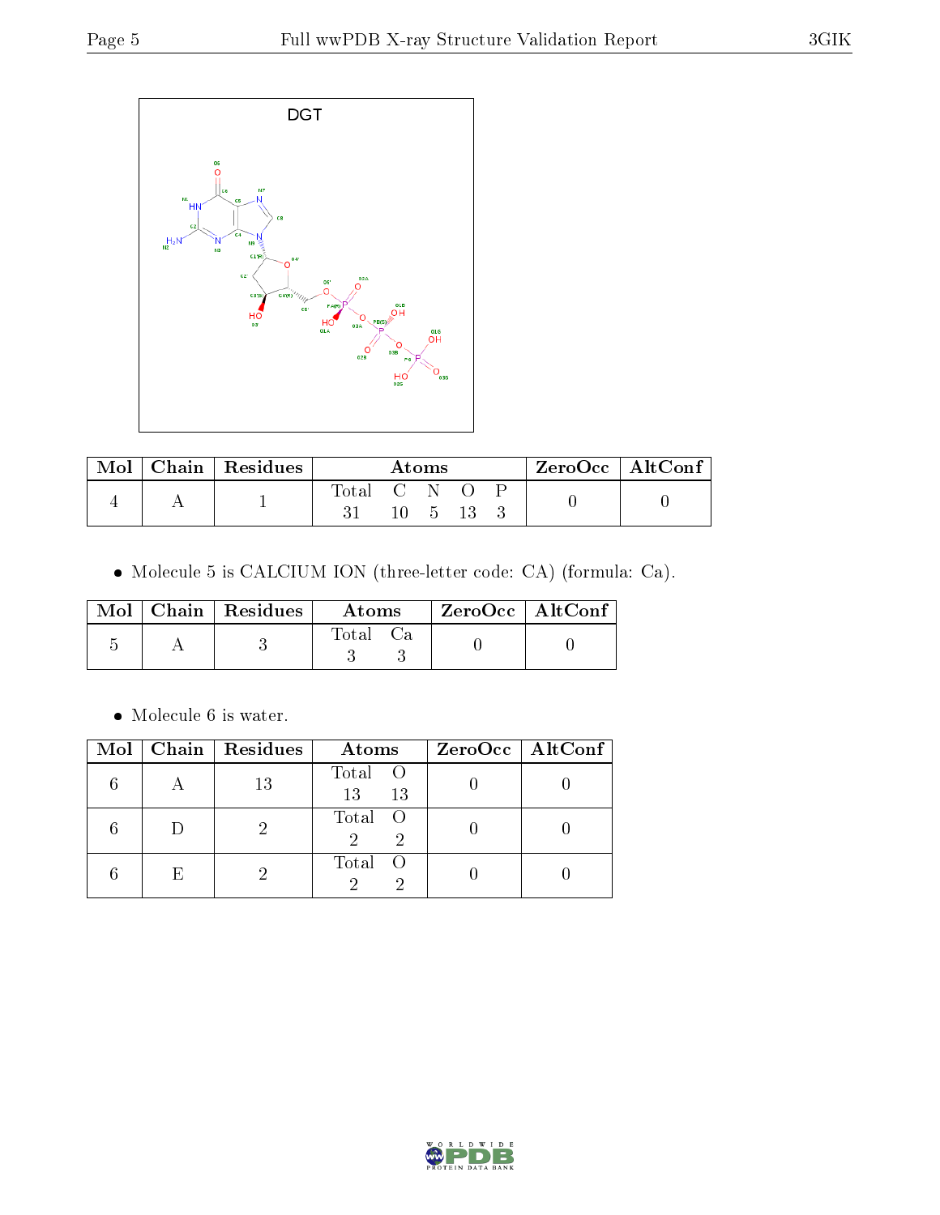DGT

| Mol | Chain | Residues | Atoms | | | | | ZeroOcc | AltConf |
|---|---|---|---|---|---|---|---|---|---|
| | | | Total | C | N | O | P | | |
| 4 | A | 1 | 31 | 10 | 5 | 13 | 3 | 0 | 0 |

- Molecule 5 is CALCIUM ION (three-letter code: CA) (formula: Ca).

| Mol | Chain | Residues | Atoms | | ZeroOcc | AltConf |
|---|---|---|---|---|---|---|
| | | | Total | Ca | | |
| 5 | A | 3 | 3 | 3 | 0 | 0 |

- Molecule 6 is water.

| Mol | Chain | Residues | Atoms | | ZeroOcc | AltConf |
|---|---|---|---|---|---|---|
| | | | Total | O | | |
| 6 | A | 13 | 13 | 13 | 0 | 0 |
| 6 | D | 2 | 2 | 2 | 0 | 0 |
| 6 | E | 2 | 2 | 2 | 0 | 0 |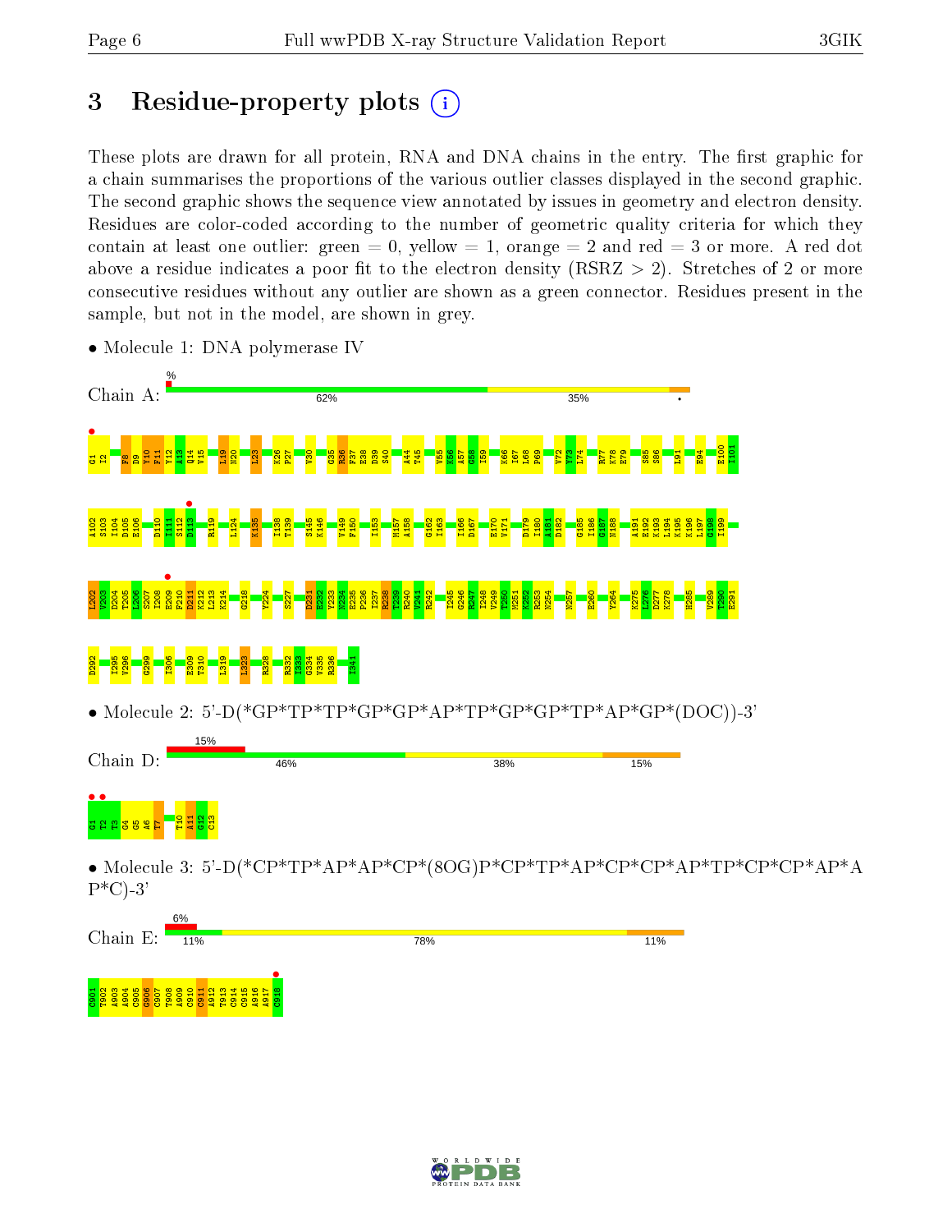# 3 Residue-property plots

These plots are drawn for all protein, RNA and DNA chains in the entry. The first graphic for a chain summarises the proportions of the various outlier classes displayed in the second graphic. The second graphic shows the sequence view annotated by issues in geometry and electron density. Residues are color-coded according to the number of geometric quality criteria for which they contain at least one outlier: green = 0, yellow = 1, orange = 2 and red = 3 or more. A red dot above a residue indicates a poor fit to the electron density (RSRZ > 2). Stretches of 2 or more consecutive residues without any outlier are shown as a green connector. Residues present in the sample, but not in the model, are shown in grey.

- Molecule 1: DNA polymerase IV

Chain A:

%
62%
35%

G1 I1 F8 D9 Y10 F11 Y12 A13 Q14 V15 L19 N20 L23 K26 P27 V30 G35 R36 F37 E38 D39 S40 A44 T45 V55 K56 A57 G58 I59 K66 I67 L68 P69 V72 Y73 L74 R77 K78 E79 S85 S86 L91 E94 E100 I101

A102 Y103 I104 D105 E106 D110 I111 S112 D113 R119 L124 K135 I138 T139 S145 K146 V149 F150 I153 M157 A158 G162 I163 I166 D167 E170 V171 D179 I180 A181 D182 G185 I186 G187 N188 A191 E192 K193 L194 K195 K196 L197 G198 I199

I202 V203 T204 T205 I206 S207 I208 E209 F210 D211 K212 L213 K214 G218 Y224 S227 D231 F232 Y233 N234 E235 P236 I237 R238 T239 R240 V241 R242 I245 G246 K247 I248 V249 T250 M251 K252 R253 N254 M257 E260 Y264 K275 L276 D277 K278 H285 V289 T290 E291

D292 I295 V296 G299 I306 E309 T310 L319 L323 R328 R332 L333 G334 V335 R336 I341

- Molecule 2: 5'-D(*GP*TP*TP*GP*GP*AP*TP*GP*GP*TP*AP*GP*(DOC))-3'

Chain D:

15%
46%
38%
15%

G1 T2 T3 G4 G5 A6 T7 T10 A11 G12 C13

- Molecule 3: 5'-D(*CP*TP*AP*AP*CP*(8OG)P*CP*TP*AP*CP*CP*AP*TP*CP*CP*AP*AP*C)-3'

Chain E:

6%
11%
78%
11%

C901 T902 A903 A904 C905 G906 C907 T908 A909 C910 C911 A912 T913 C914 C915 A916 A917 C918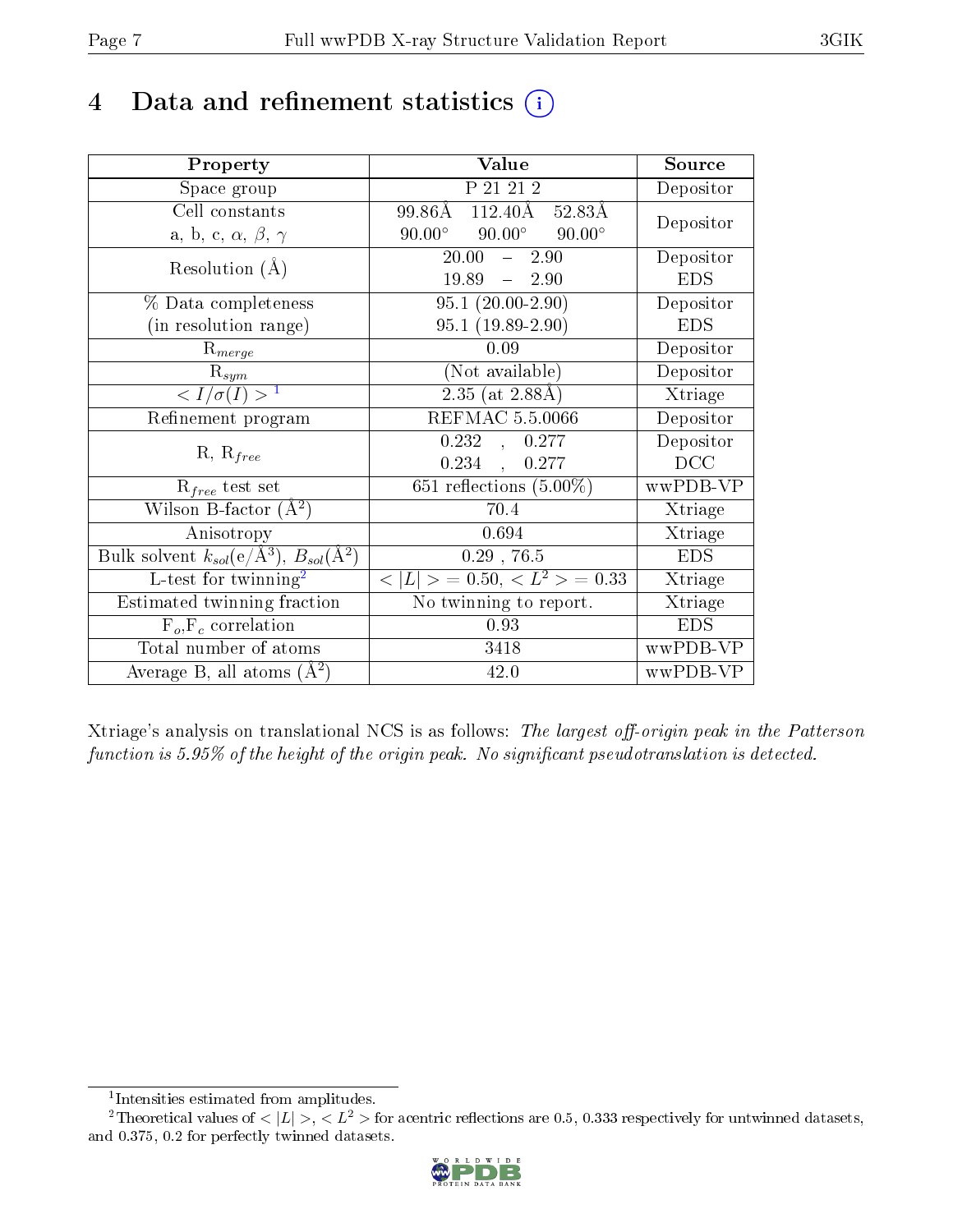# 4 Data and refinement statistics (i)

| Property | Value | Source |
|---|---|---|
| Space group | P 21 21 2 | Depositor |
| Cell constants<br>a, b, c, $\alpha$, $\beta$, $\gamma$ | 99.86Å 112.40Å 52.83Å<br>90.00° 90.00° 90.00° | Depositor |
| Resolution (Å) | 20.00 – 2.90<br>19.89 – 2.90 | Depositor<br>EDS |
| % Data completeness<br>(in resolution range) | 95.1 (20.00-2.90)<br>95.1 (19.89-2.90) | Depositor<br>EDS |
| $R_{merge}$ | 0.09 | Depositor |
| $R_{sym}$ | (Not available) | Depositor |
| $< I/\sigma(I) >$ [1] | 2.35 (at 2.88Å) | Xtriage |
| Refinement program | REFMAC 5.5.0066 | Depositor |
| R, $R_{free}$ | 0.232 , 0.277<br>0.234 , 0.277 | Depositor<br>DCC |
| $R_{free}$ test set | 651 reflections (5.00%) | wwPDB-VP |
| Wilson B-factor (Å$^2$) | 70.4 | Xtriage |
| Anisotropy | 0.694 | Xtriage |
| Bulk solvent $k_{sol}$(e/Å$^3$), $B_{sol}$(Å$^2$) | 0.29 , 76.5 | EDS |
| L-test for twinning[2] | $< \|L\| > = 0.50$, $< L^2 > = 0.33$ | Xtriage |
| Estimated twinning fraction | No twinning to report. | Xtriage |
| $F_o$,$F_c$ correlation | 0.93 | EDS |
| Total number of atoms | 3418 | wwPDB-VP |
| Average B, all atoms (Å$^2$) | 42.0 | wwPDB-VP |

Xtriage's analysis on translational NCS is as follows: *The largest off-origin peak in the Patterson function is 5.95% of the height of the origin peak. No significant pseudotranslation is detected.*

[1] Intensities estimated from amplitudes.

[2] Theoretical values of $< |L| >$, $< L^2 >$ for acentric reflections are 0.5, 0.333 respectively for untwinned datasets, and 0.375, 0.2 for perfectly twinned datasets.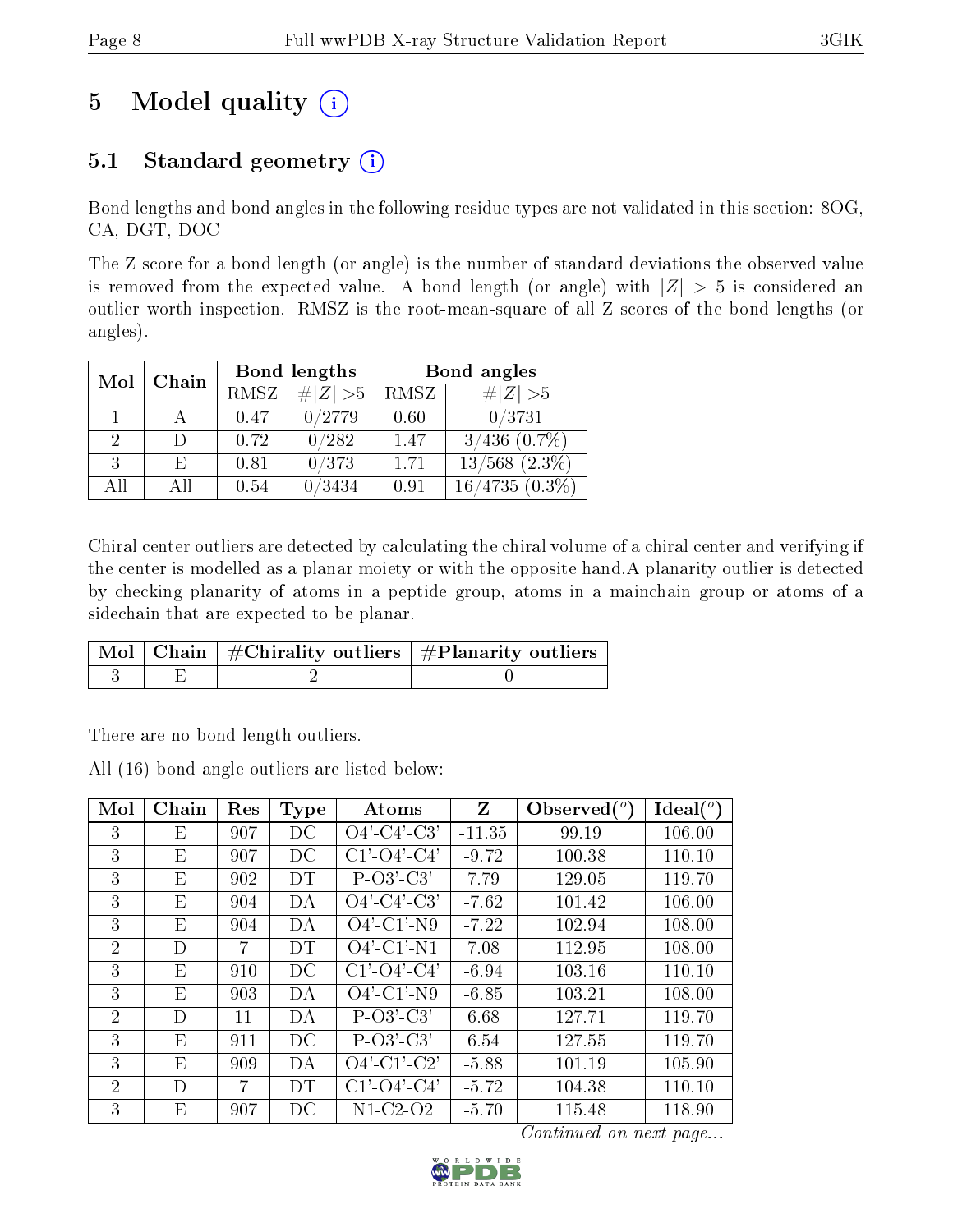# 5 Model quality

## 5.1 Standard geometry

Bond lengths and bond angles in the following residue types are not validated in this section: 8OG, CA, DGT, DOC

The Z score for a bond length (or angle) is the number of standard deviations the observed value is removed from the expected value. A bond length (or angle) with $|Z| > 5$ is considered an outlier worth inspection. RMSZ is the root-mean-square of all Z scores of the bond lengths (or angles).

| Mol | Chain | Bond lengths | | Bond angles | |
|---|---|---|---|---|---|
| | | RMSZ | #\|Z\| >5 | RMSZ | #\|Z\| >5 |
| 1 | A | 0.47 | 0/2779 | 0.60 | 0/3731 |
| 2 | D | 0.72 | 0/282 | 1.47 | 3/436 (0.7%) |
| 3 | E | 0.81 | 0/373 | 1.71 | 13/568 (2.3%) |
| All | All | 0.54 | 0/3434 | 0.91 | 16/4735 (0.3%) |

Chiral center outliers are detected by calculating the chiral volume of a chiral center and verifying if the center is modelled as a planar moiety or with the opposite hand.A planarity outlier is detected by checking planarity of atoms in a peptide group, atoms in a mainchain group or atoms of a sidechain that are expected to be planar.

| Mol | Chain | #Chirality outliers | #Planarity outliers |
|---|---|---|---|
| 3 | E | 2 | 0 |

There are no bond length outliers.

All (16) bond angle outliers are listed below:

| Mol | Chain | Res | Type | Atoms | Z | Observed(°) | Ideal(°) |
|---|---|---|---|---|---|---|---|
| 3 | E | 907 | DC | O4'-C4'-C3' | -11.35 | 99.19 | 106.00 |
| 3 | E | 907 | DC | C1'-O4'-C4' | -9.72 | 100.38 | 110.10 |
| 3 | E | 902 | DT | P-O3'-C3' | 7.79 | 129.05 | 119.70 |
| 3 | E | 904 | DA | O4'-C4'-C3' | -7.62 | 101.42 | 106.00 |
| 3 | E | 904 | DA | O4'-C1'-N9 | -7.22 | 102.94 | 108.00 |
| 2 | D | 7 | DT | O4'-C1'-N1 | 7.08 | 112.95 | 108.00 |
| 3 | E | 910 | DC | C1'-O4'-C4' | -6.94 | 103.16 | 110.10 |
| 3 | E | 903 | DA | O4'-C1'-N9 | -6.85 | 103.21 | 108.00 |
| 2 | D | 11 | DA | P-O3'-C3' | 6.68 | 127.71 | 119.70 |
| 3 | E | 911 | DC | P-O3'-C3' | 6.54 | 127.55 | 119.70 |
| 3 | E | 909 | DA | O4'-C1'-C2' | -5.88 | 101.19 | 105.90 |
| 2 | D | 7 | DT | C1'-O4'-C4' | -5.72 | 104.38 | 110.10 |
| 3 | E | 907 | DC | N1-C2-O2 | -5.70 | 115.48 | 118.90 |

*Continued on next page...*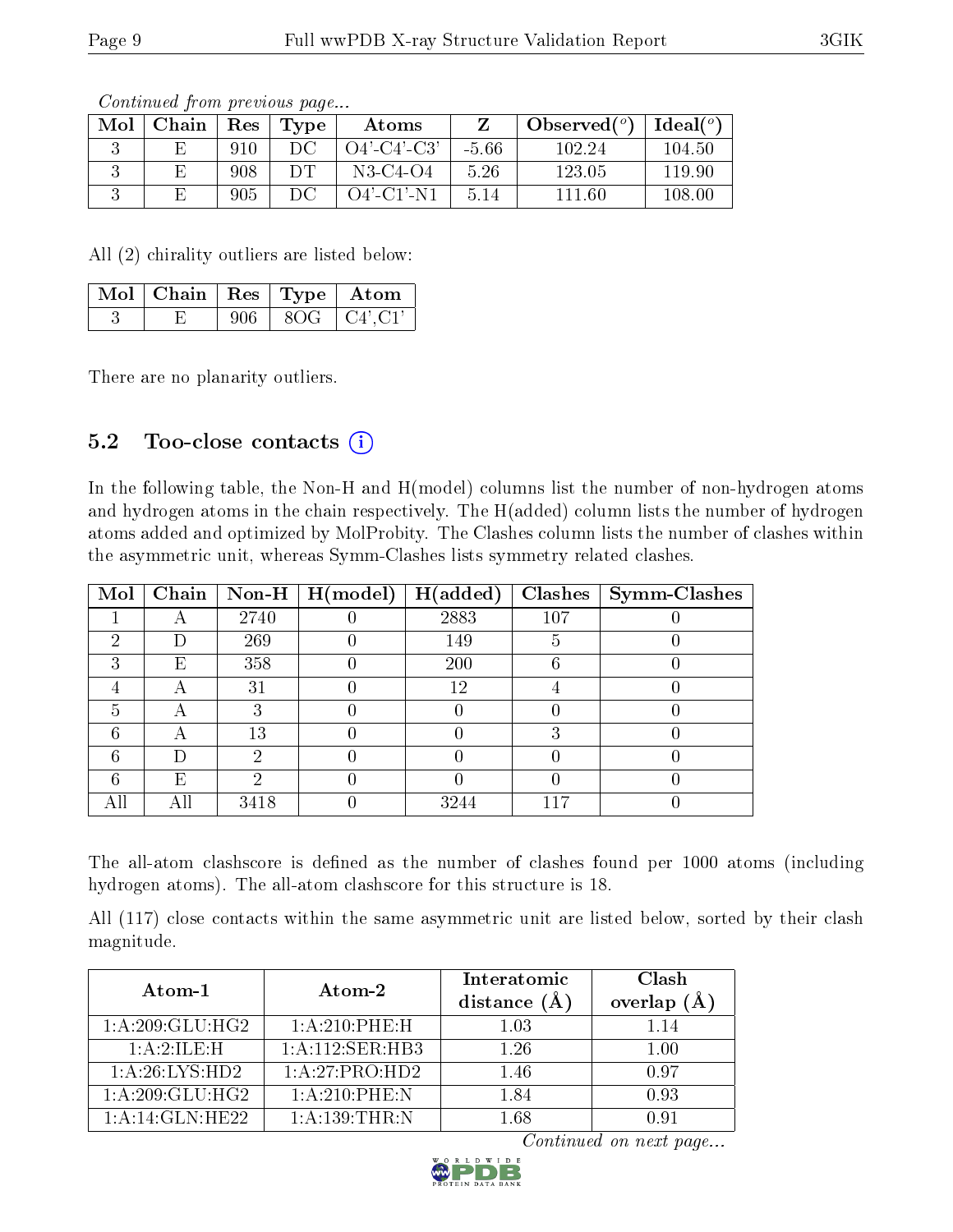*Continued from previous page...*

| Mol | Chain | Res | Type | Atoms | Z | Observed(°) | Ideal(°) |
|---|---|---|---|---|---|---|---|
| 3 | E | 910 | DC | O4'-C4'-C3' | -5.66 | 102.24 | 104.50 |
| 3 | E | 908 | DT | N3-C4-O4 | 5.26 | 123.05 | 119.90 |
| 3 | E | 905 | DC | O4'-C1'-N1 | 5.14 | 111.60 | 108.00 |

All (2) chirality outliers are listed below:

| Mol | Chain | Res | Type | Atom |
|---|---|---|---|---|
| 3 | E | 906 | 8OG | C4',C1' |

There are no planarity outliers.

### 5.2 Too-close contacts

In the following table, the Non-H and H(model) columns list the number of non-hydrogen atoms and hydrogen atoms in the chain respectively. The H(added) column lists the number of hydrogen atoms added and optimized by MolProbity. The Clashes column lists the number of clashes within the asymmetric unit, whereas Symm-Clashes lists symmetry related clashes.

| Mol | Chain | Non-H | H(model) | H(added) | Clashes | Symm-Clashes |
|---|---|---|---|---|---|---|
| 1 | A | 2740 | 0 | 2883 | 107 | 0 |
| 2 | D | 269 | 0 | 149 | 5 | 0 |
| 3 | E | 358 | 0 | 200 | 6 | 0 |
| 4 | A | 31 | 0 | 12 | 4 | 0 |
| 5 | A | 3 | 0 | 0 | 0 | 0 |
| 6 | A | 13 | 0 | 0 | 3 | 0 |
| 6 | D | 2 | 0 | 0 | 0 | 0 |
| 6 | E | 2 | 0 | 0 | 0 | 0 |
| All | All | 3418 | 0 | 3244 | 117 | 0 |

The all-atom clashscore is defined as the number of clashes found per 1000 atoms (including hydrogen atoms). The all-atom clashscore for this structure is 18.

All (117) close contacts within the same asymmetric unit are listed below, sorted by their clash magnitude.

| Atom-1 | Atom-2 | Interatomic distance (Å) | Clash overlap (Å) |
|---|---|---|---|
| 1:A:209:GLU:HG2 | 1:A:210:PHE:H | 1.03 | 1.14 |
| 1:A:2:ILE:H | 1:A:112:SER:HB3 | 1.26 | 1.00 |
| 1:A:26:LYS:HD2 | 1:A:27:PRO:HD2 | 1.46 | 0.97 |
| 1:A:209:GLU:HG2 | 1:A:210:PHE:N | 1.84 | 0.93 |
| 1:A:14:GLN:HE22 | 1:A:139:THR:N | 1.68 | 0.91 |

*Continued on next page...*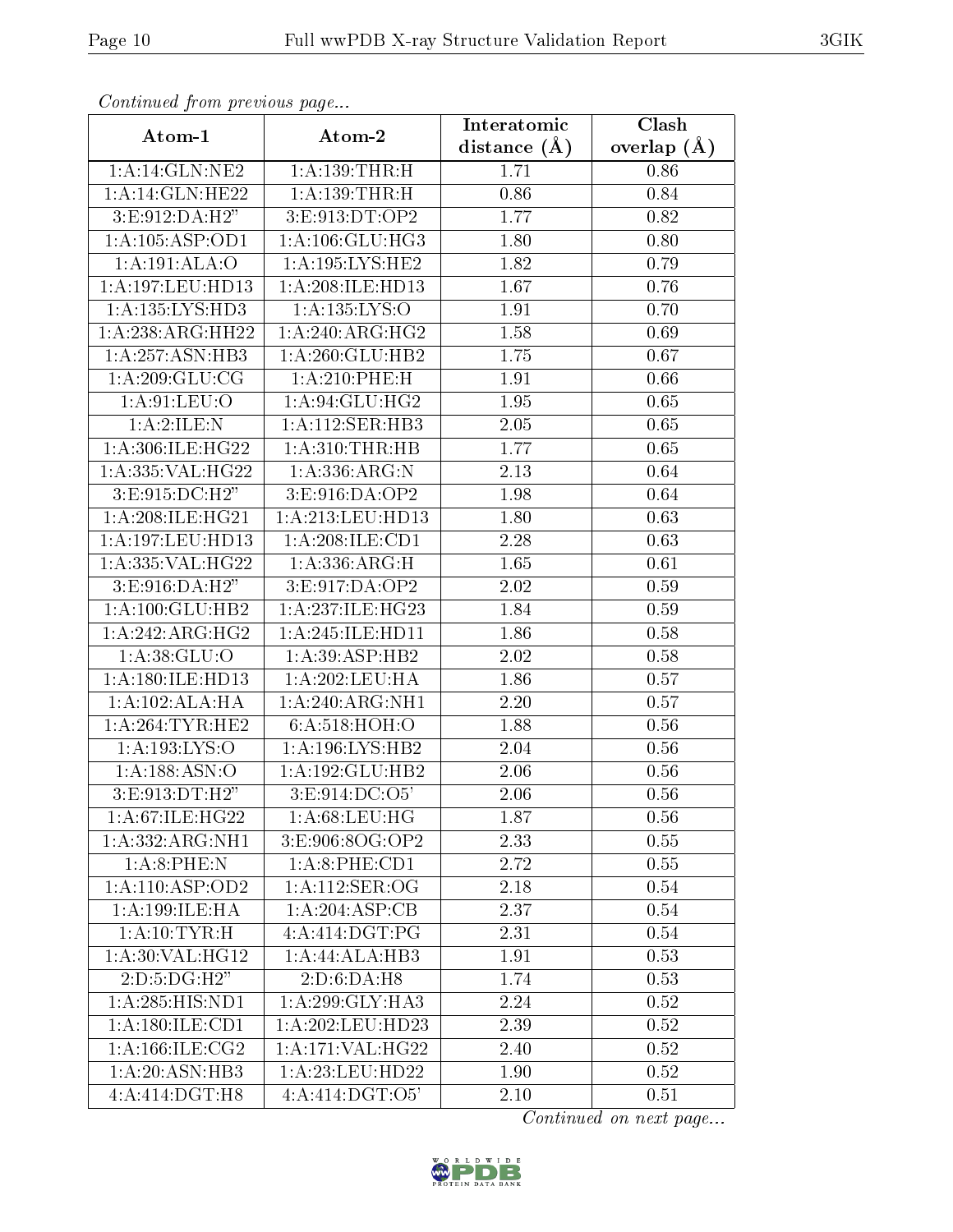*Continued from previous page...*

| Atom-1 | Atom-2 | Interatomic distance (Å) | Clash overlap (Å) |
|---|---|---|---|
| 1:A:14:GLN:NE2 | 1:A:139:THR:H | 1.71 | 0.86 |
| 1:A:14:GLN:HE22 | 1:A:139:THR:H | 0.86 | 0.84 |
| 3:E:912:DA:H2" | 3:E:913:DT:OP2 | 1.77 | 0.82 |
| 1:A:105:ASP:OD1 | 1:A:106:GLU:HG3 | 1.80 | 0.80 |
| 1:A:191:ALA:O | 1:A:195:LYS:HE2 | 1.82 | 0.79 |
| 1:A:197:LEU:HD13 | 1:A:208:ILE:HD13 | 1.67 | 0.76 |
| 1:A:135:LYS:HD3 | 1:A:135:LYS:O | 1.91 | 0.70 |
| 1:A:238:ARG:HH22 | 1:A:240:ARG:HG2 | 1.58 | 0.69 |
| 1:A:257:ASN:HB3 | 1:A:260:GLU:HB2 | 1.75 | 0.67 |
| 1:A:209:GLU:CG | 1:A:210:PHE:H | 1.91 | 0.66 |
| 1:A:91:LEU:O | 1:A:94:GLU:HG2 | 1.95 | 0.65 |
| 1:A:2:ILE:N | 1:A:112:SER:HB3 | 2.05 | 0.65 |
| 1:A:306:ILE:HG22 | 1:A:310:THR:HB | 1.77 | 0.65 |
| 1:A:335:VAL:HG22 | 1:A:336:ARG:N | 2.13 | 0.64 |
| 3:E:915:DC:H2" | 3:E:916:DA:OP2 | 1.98 | 0.64 |
| 1:A:208:ILE:HG21 | 1:A:213:LEU:HD13 | 1.80 | 0.63 |
| 1:A:197:LEU:HD13 | 1:A:208:ILE:CD1 | 2.28 | 0.63 |
| 1:A:335:VAL:HG22 | 1:A:336:ARG:H | 1.65 | 0.61 |
| 3:E:916:DA:H2" | 3:E:917:DA:OP2 | 2.02 | 0.59 |
| 1:A:100:GLU:HB2 | 1:A:237:ILE:HG23 | 1.84 | 0.59 |
| 1:A:242:ARG:HG2 | 1:A:245:ILE:HD11 | 1.86 | 0.58 |
| 1:A:38:GLU:O | 1:A:39:ASP:HB2 | 2.02 | 0.58 |
| 1:A:180:ILE:HD13 | 1:A:202:LEU:HA | 1.86 | 0.57 |
| 1:A:102:ALA:HA | 1:A:240:ARG:NH1 | 2.20 | 0.57 |
| 1:A:264:TYR:HE2 | 6:A:518:HOH:O | 1.88 | 0.56 |
| 1:A:193:LYS:O | 1:A:196:LYS:HB2 | 2.04 | 0.56 |
| 1:A:188:ASN:O | 1:A:192:GLU:HB2 | 2.06 | 0.56 |
| 3:E:913:DT:H2" | 3:E:914:DC:O5' | 2.06 | 0.56 |
| 1:A:67:ILE:HG22 | 1:A:68:LEU:HG | 1.87 | 0.56 |
| 1:A:332:ARG:NH1 | 3:E:906:8OG:OP2 | 2.33 | 0.55 |
| 1:A:8:PHE:N | 1:A:8:PHE:CD1 | 2.72 | 0.55 |
| 1:A:110:ASP:OD2 | 1:A:112:SER:OG | 2.18 | 0.54 |
| 1:A:199:ILE:HA | 1:A:204:ASP:CB | 2.37 | 0.54 |
| 1:A:10:TYR:H | 4:A:414:DGT:PG | 2.31 | 0.54 |
| 1:A:30:VAL:HG12 | 1:A:44:ALA:HB3 | 1.91 | 0.53 |
| 2:D:5:DG:H2" | 2:D:6:DA:H8 | 1.74 | 0.53 |
| 1:A:285:HIS:ND1 | 1:A:299:GLY:HA3 | 2.24 | 0.52 |
| 1:A:180:ILE:CD1 | 1:A:202:LEU:HD23 | 2.39 | 0.52 |
| 1:A:166:ILE:CG2 | 1:A:171:VAL:HG22 | 2.40 | 0.52 |
| 1:A:20:ASN:HB3 | 1:A:23:LEU:HD22 | 1.90 | 0.52 |
| 4:A:414:DGT:H8 | 4:A:414:DGT:O5' | 2.10 | 0.51 |

*Continued on next page...*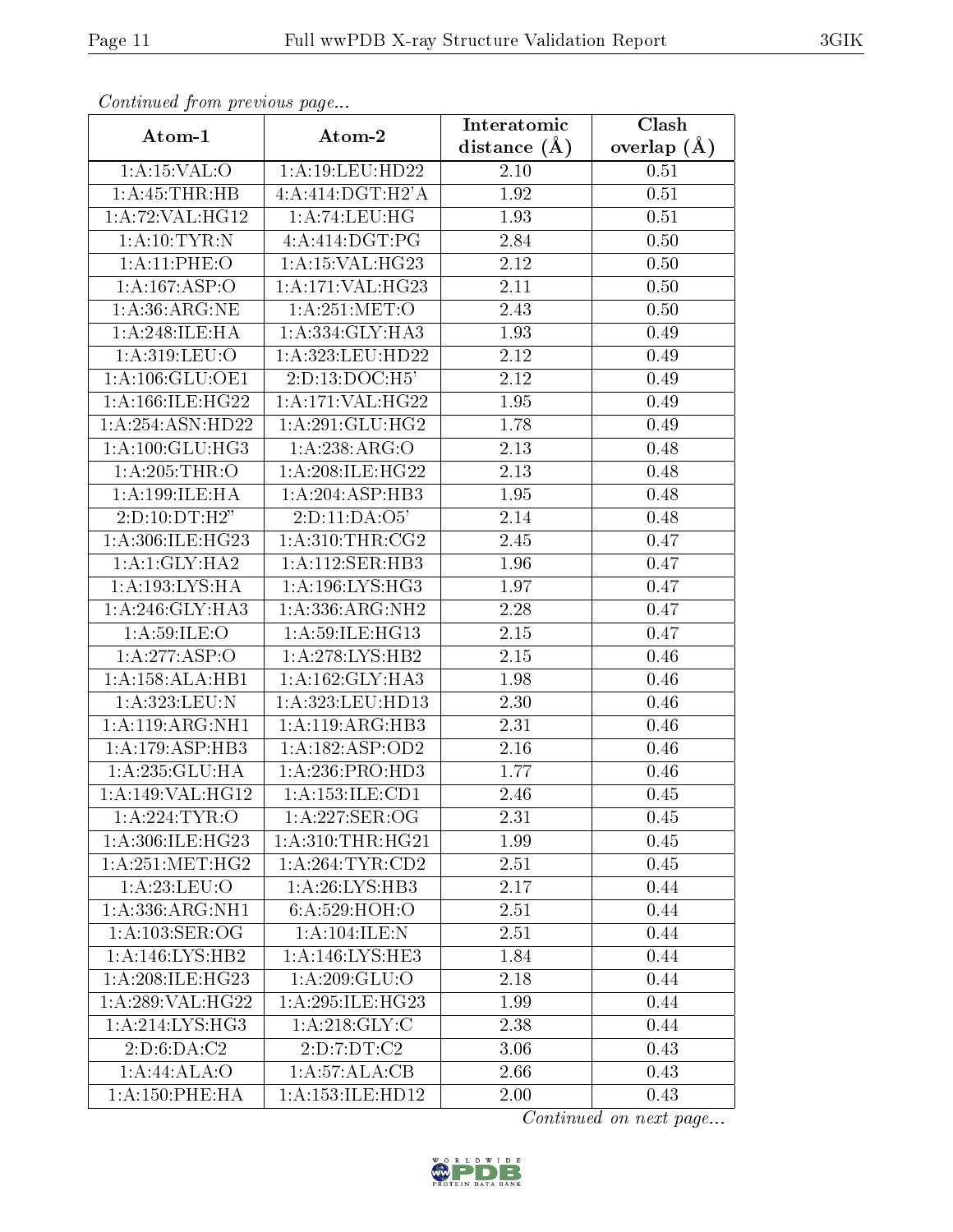*Continued from previous page...*

| Atom-1 | Atom-2 | Interatomic distance (Å) | Clash overlap (Å) |
|---|---|---|---|
| 1:A:15:VAL:O | 1:A:19:LEU:HD22 | 2.10 | 0.51 |
| 1:A:45:THR:HB | 4:A:414:DGT:H2'A | 1.92 | 0.51 |
| 1:A:72:VAL:HG12 | 1:A:74:LEU:HG | 1.93 | 0.51 |
| 1:A:10:TYR:N | 4:A:414:DGT:PG | 2.84 | 0.50 |
| 1:A:11:PHE:O | 1:A:15:VAL:HG23 | 2.12 | 0.50 |
| 1:A:167:ASP:O | 1:A:171:VAL:HG23 | 2.11 | 0.50 |
| 1:A:36:ARG:NE | 1:A:251:MET:O | 2.43 | 0.50 |
| 1:A:248:ILE:HA | 1:A:334:GLY:HA3 | 1.93 | 0.49 |
| 1:A:319:LEU:O | 1:A:323:LEU:HD22 | 2.12 | 0.49 |
| 1:A:106:GLU:OE1 | 2:D:13:DOC:H5' | 2.12 | 0.49 |
| 1:A:166:ILE:HG22 | 1:A:171:VAL:HG22 | 1.95 | 0.49 |
| 1:A:254:ASN:HD22 | 1:A:291:GLU:HG2 | 1.78 | 0.49 |
| 1:A:100:GLU:HG3 | 1:A:238:ARG:O | 2.13 | 0.48 |
| 1:A:205:THR:O | 1:A:208:ILE:HG22 | 2.13 | 0.48 |
| 1:A:199:ILE:HA | 1:A:204:ASP:HB3 | 1.95 | 0.48 |
| 2:D:10:DT:H2" | 2:D:11:DA:O5' | 2.14 | 0.48 |
| 1:A:306:ILE:HG23 | 1:A:310:THR:CG2 | 2.45 | 0.47 |
| 1:A:1:GLY:HA2 | 1:A:112:SER:HB3 | 1.96 | 0.47 |
| 1:A:193:LYS:HA | 1:A:196:LYS:HG3 | 1.97 | 0.47 |
| 1:A:246:GLY:HA3 | 1:A:336:ARG:NH2 | 2.28 | 0.47 |
| 1:A:59:ILE:O | 1:A:59:ILE:HG13 | 2.15 | 0.47 |
| 1:A:277:ASP:O | 1:A:278:LYS:HB2 | 2.15 | 0.46 |
| 1:A:158:ALA:HB1 | 1:A:162:GLY:HA3 | 1.98 | 0.46 |
| 1:A:323:LEU:N | 1:A:323:LEU:HD13 | 2.30 | 0.46 |
| 1:A:119:ARG:NH1 | 1:A:119:ARG:HB3 | 2.31 | 0.46 |
| 1:A:179:ASP:HB3 | 1:A:182:ASP:OD2 | 2.16 | 0.46 |
| 1:A:235:GLU:HA | 1:A:236:PRO:HD3 | 1.77 | 0.46 |
| 1:A:149:VAL:HG12 | 1:A:153:ILE:CD1 | 2.46 | 0.45 |
| 1:A:224:TYR:O | 1:A:227:SER:OG | 2.31 | 0.45 |
| 1:A:306:ILE:HG23 | 1:A:310:THR:HG21 | 1.99 | 0.45 |
| 1:A:251:MET:HG2 | 1:A:264:TYR:CD2 | 2.51 | 0.45 |
| 1:A:23:LEU:O | 1:A:26:LYS:HB3 | 2.17 | 0.44 |
| 1:A:336:ARG:NH1 | 6:A:529:HOH:O | 2.51 | 0.44 |
| 1:A:103:SER:OG | 1:A:104:ILE:N | 2.51 | 0.44 |
| 1:A:146:LYS:HB2 | 1:A:146:LYS:HE3 | 1.84 | 0.44 |
| 1:A:208:ILE:HG23 | 1:A:209:GLU:O | 2.18 | 0.44 |
| 1:A:289:VAL:HG22 | 1:A:295:ILE:HG23 | 1.99 | 0.44 |
| 1:A:214:LYS:HG3 | 1:A:218:GLY:C | 2.38 | 0.44 |
| 2:D:6:DA:C2 | 2:D:7:DT:C2 | 3.06 | 0.43 |
| 1:A:44:ALA:O | 1:A:57:ALA:CB | 2.66 | 0.43 |
| 1:A:150:PHE:HA | 1:A:153:ILE:HD12 | 2.00 | 0.43 |

*Continued on next page...*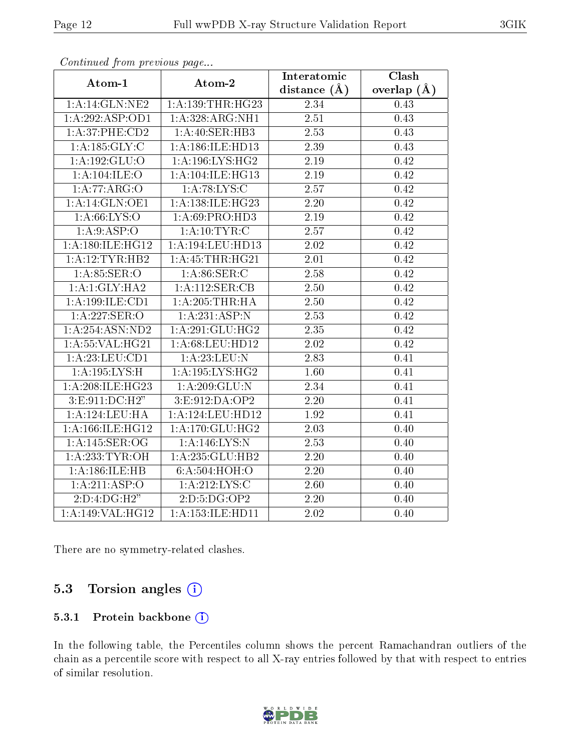*Continued from previous page...*

| Atom-1 | Atom-2 | Interatomic distance (Å) | Clash overlap (Å) |
|---|---|---|---|
| 1:A:14:GLN:NE2 | 1:A:139:THR:HG23 | 2.34 | 0.43 |
| 1:A:292:ASP:OD1 | 1:A:328:ARG:NH1 | 2.51 | 0.43 |
| 1:A:37:PHE:CD2 | 1:A:40:SER:HB3 | 2.53 | 0.43 |
| 1:A:185:GLY:C | 1:A:186:ILE:HD13 | 2.39 | 0.43 |
| 1:A:192:GLU:O | 1:A:196:LYS:HG2 | 2.19 | 0.42 |
| 1:A:104:ILE:O | 1:A:104:ILE:HG13 | 2.19 | 0.42 |
| 1:A:77:ARG:O | 1:A:78:LYS:C | 2.57 | 0.42 |
| 1:A:14:GLN:OE1 | 1:A:138:ILE:HG23 | 2.20 | 0.42 |
| 1:A:66:LYS:O | 1:A:69:PRO:HD3 | 2.19 | 0.42 |
| 1:A:9:ASP:O | 1:A:10:TYR:C | 2.57 | 0.42 |
| 1:A:180:ILE:HG12 | 1:A:194:LEU:HD13 | 2.02 | 0.42 |
| 1:A:12:TYR:HB2 | 1:A:45:THR:HG21 | 2.01 | 0.42 |
| 1:A:85:SER:O | 1:A:86:SER:C | 2.58 | 0.42 |
| 1:A:1:GLY:HA2 | 1:A:112:SER:CB | 2.50 | 0.42 |
| 1:A:199:ILE:CD1 | 1:A:205:THR:HA | 2.50 | 0.42 |
| 1:A:227:SER:O | 1:A:231:ASP:N | 2.53 | 0.42 |
| 1:A:254:ASN:ND2 | 1:A:291:GLU:HG2 | 2.35 | 0.42 |
| 1:A:55:VAL:HG21 | 1:A:68:LEU:HD12 | 2.02 | 0.42 |
| 1:A:23:LEU:CD1 | 1:A:23:LEU:N | 2.83 | 0.41 |
| 1:A:195:LYS:H | 1:A:195:LYS:HG2 | 1.60 | 0.41 |
| 1:A:208:ILE:HG23 | 1:A:209:GLU:N | 2.34 | 0.41 |
| 3:E:911:DC:H2" | 3:E:912:DA:OP2 | 2.20 | 0.41 |
| 1:A:124:LEU:HA | 1:A:124:LEU:HD12 | 1.92 | 0.41 |
| 1:A:166:ILE:HG12 | 1:A:170:GLU:HG2 | 2.03 | 0.40 |
| 1:A:145:SER:OG | 1:A:146:LYS:N | 2.53 | 0.40 |
| 1:A:233:TYR:OH | 1:A:235:GLU:HB2 | 2.20 | 0.40 |
| 1:A:186:ILE:HB | 6:A:504:HOH:O | 2.20 | 0.40 |
| 1:A:211:ASP:O | 1:A:212:LYS:C | 2.60 | 0.40 |
| 2:D:4:DG:H2" | 2:D:5:DG:OP2 | 2.20 | 0.40 |
| 1:A:149:VAL:HG12 | 1:A:153:ILE:HD11 | 2.02 | 0.40 |

There are no symmetry-related clashes.

## 5.3 Torsion angles

### 5.3.1 Protein backbone

In the following table, the Percentiles column shows the percent Ramachandran outliers of the chain as a percentile score with respect to all X-ray entries followed by that with respect to entries of similar resolution.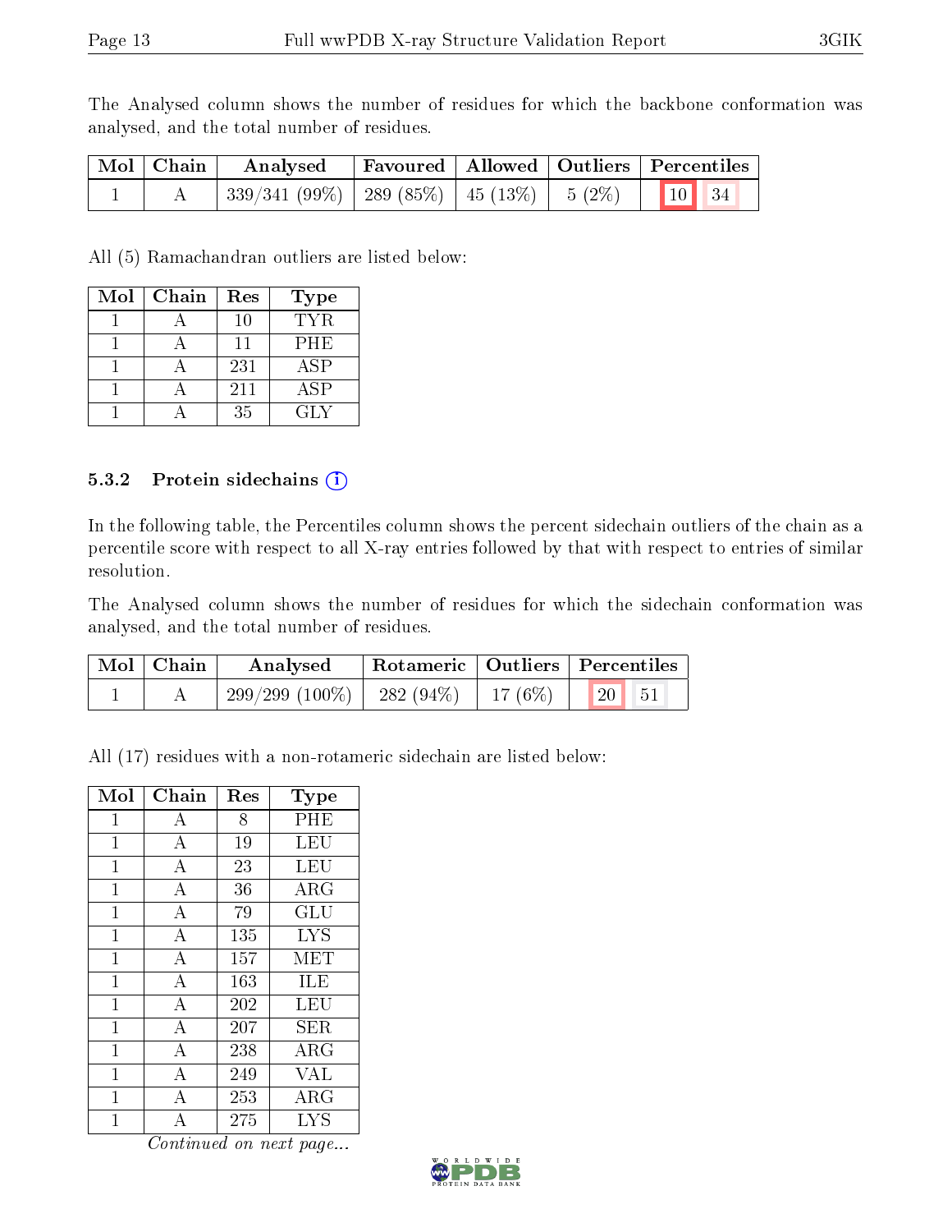The Analysed column shows the number of residues for which the backbone conformation was analysed, and the total number of residues.

| Mol | Chain | Analysed | Favoured | Allowed | Outliers | Percentiles | |
|---|---|---|---|---|---|---|---|
| 1 | A | 339/341 (99%) | 289 (85%) | 45 (13%) | 5 (2%) | 10 | 34 |

All (5) Ramachandran outliers are listed below:

| Mol | Chain | Res | Type |
|---|---|---|---|
| 1 | A | 10 | TYR |
| 1 | A | 11 | PHE |
| 1 | A | 231 | ASP |
| 1 | A | 211 | ASP |
| 1 | A | 35 | GLY |

### 5.3.2 Protein sidechains

In the following table, the Percentiles column shows the percent sidechain outliers of the chain as a percentile score with respect to all X-ray entries followed by that with respect to entries of similar resolution.

The Analysed column shows the number of residues for which the sidechain conformation was analysed, and the total number of residues.

| Mol | Chain | Analysed | Rotameric | Outliers | Percentiles | |
|---|---|---|---|---|---|---|
| 1 | A | 299/299 (100%) | 282 (94%) | 17 (6%) | 20 | 51 |

All (17) residues with a non-rotameric sidechain are listed below:

| Mol | Chain | Res | Type |
|---|---|---|---|
| 1 | A | 8 | PHE |
| 1 | A | 19 | LEU |
| 1 | A | 23 | LEU |
| 1 | A | 36 | ARG |
| 1 | A | 79 | GLU |
| 1 | A | 135 | LYS |
| 1 | A | 157 | MET |
| 1 | A | 163 | ILE |
| 1 | A | 202 | LEU |
| 1 | A | 207 | SER |
| 1 | A | 238 | ARG |
| 1 | A | 249 | VAL |
| 1 | A | 253 | ARG |
| 1 | A | 275 | LYS |

*Continued on next page...*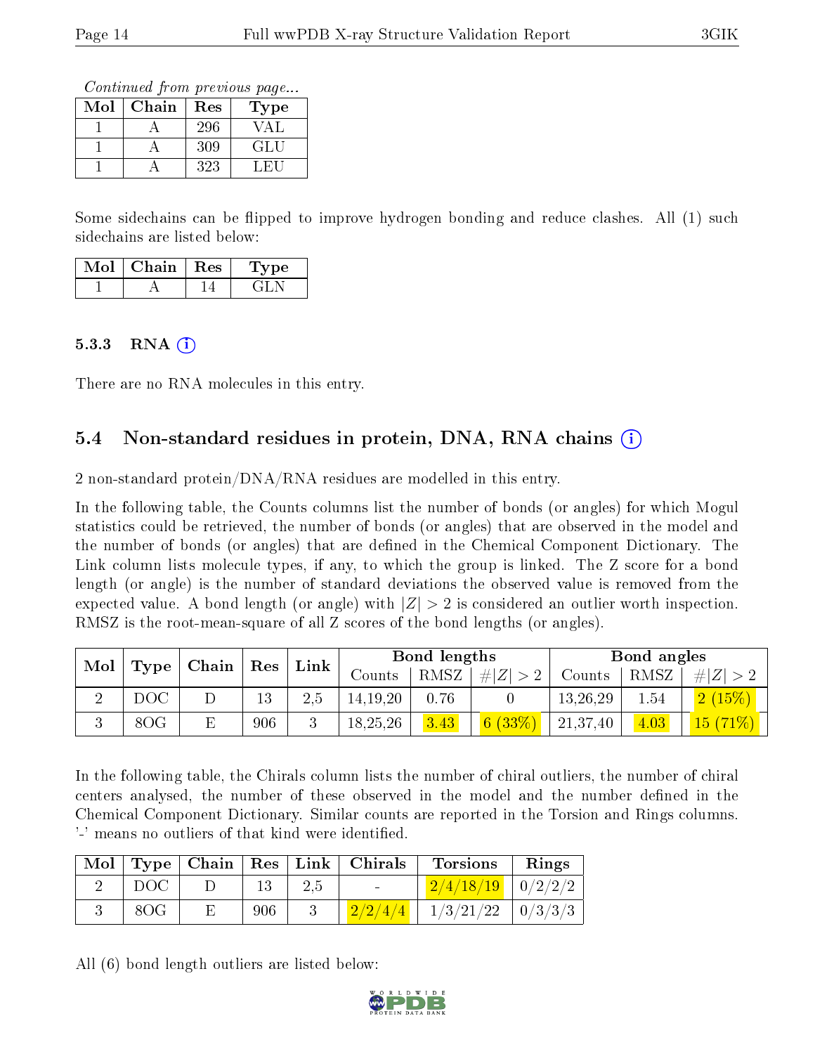*Continued from previous page...*

| Mol | Chain | Res | Type |
|---|---|---|---|
| 1 | A | 296 | VAL |
| 1 | A | 309 | GLU |
| 1 | A | 323 | LEU |

Some sidechains can be flipped to improve hydrogen bonding and reduce clashes. All (1) such sidechains are listed below:

| Mol | Chain | Res | Type |
|---|---|---|---|
| 1 | A | 14 | GLN |

### 5.3.3 RNA

There are no RNA molecules in this entry.

## 5.4 Non-standard residues in protein, DNA, RNA chains

2 non-standard protein/DNA/RNA residues are modelled in this entry.

In the following table, the Counts columns list the number of bonds (or angles) for which Mogul statistics could be retrieved, the number of bonds (or angles) that are observed in the model and the number of bonds (or angles) that are defined in the Chemical Component Dictionary. The Link column lists molecule types, if any, to which the group is linked. The Z score for a bond length (or angle) is the number of standard deviations the observed value is removed from the expected value. A bond length (or angle) with $|Z| > 2$ is considered an outlier worth inspection. RMSZ is the root-mean-square of all Z scores of the bond lengths (or angles).

| Mol | Type | Chain | Res | Link | Bond lengths | | | Bond angles | | |
|---|---|---|---|---|---|---|---|---|---|---|
| | | | | | Counts | RMSZ | $\#\|Z\| > 2$ | Counts | RMSZ | $\#\|Z\| > 2$ |
| 2 | DOC | D | 13 | 2,5 | 14,19,20 | 0.76 | 0 | 13,26,29 | 1.54 | 2 (15%) |
| 3 | 8OG | E | 906 | 3 | 18,25,26 | 3.43 | 6 (33%) | 21,37,40 | 4.03 | 15 (71%) |

In the following table, the Chirals column lists the number of chiral outliers, the number of chiral centers analysed, the number of these observed in the model and the number defined in the Chemical Component Dictionary. Similar counts are reported in the Torsion and Rings columns. '-' means no outliers of that kind were identified.

| Mol | Type | Chain | Res | Link | Chirals | Torsions | Rings |
|---|---|---|---|---|---|---|---|
| 2 | DOC | D | 13 | 2,5 | - | 2/4/18/19 | 0/2/2/2 |
| 3 | 8OG | E | 906 | 3 | 2/2/4/4 | 1/3/21/22 | 0/3/3/3 |

All (6) bond length outliers are listed below: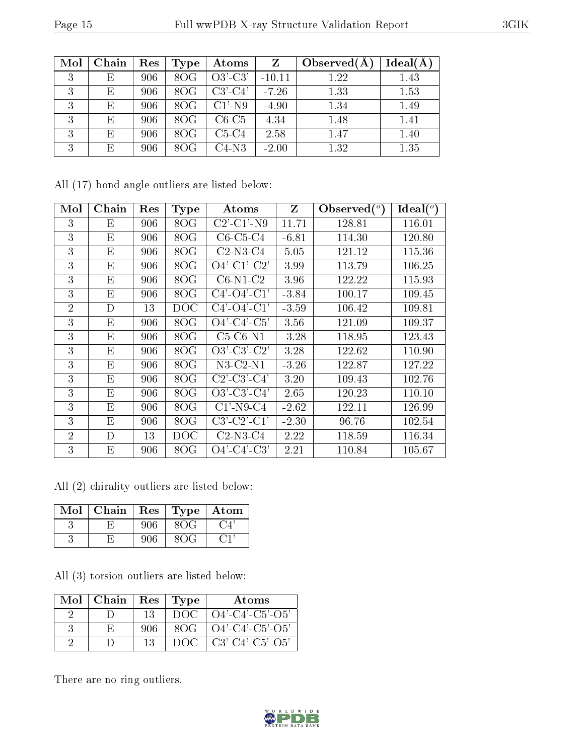| Mol | Chain | Res | Type | Atoms | Z | Observed(Å) | Ideal(Å) |
|---|---|---|---|---|---|---|---|
| 3 | E | 906 | 8OG | O3'-C3' | -10.11 | 1.22 | 1.43 |
| 3 | E | 906 | 8OG | C3'-C4' | -7.26 | 1.33 | 1.53 |
| 3 | E | 906 | 8OG | C1'-N9 | -4.90 | 1.34 | 1.49 |
| 3 | E | 906 | 8OG | C6-C5 | 4.34 | 1.48 | 1.41 |
| 3 | E | 906 | 8OG | C5-C4 | 2.58 | 1.47 | 1.40 |
| 3 | E | 906 | 8OG | C4-N3 | -2.00 | 1.32 | 1.35 |

All (17) bond angle outliers are listed below:

| Mol | Chain | Res | Type | Atoms | Z | Observed(°) | Ideal(°) |
|---|---|---|---|---|---|---|---|
| 3 | E | 906 | 8OG | C2'-C1'-N9 | 11.71 | 128.81 | 116.01 |
| 3 | E | 906 | 8OG | C6-C5-C4 | -6.81 | 114.30 | 120.80 |
| 3 | E | 906 | 8OG | C2-N3-C4 | 5.05 | 121.12 | 115.36 |
| 3 | E | 906 | 8OG | O4'-C1'-C2' | 3.99 | 113.79 | 106.25 |
| 3 | E | 906 | 8OG | C6-N1-C2 | 3.96 | 122.22 | 115.93 |
| 3 | E | 906 | 8OG | C4'-O4'-C1' | -3.84 | 100.17 | 109.45 |
| 2 | D | 13 | DOC | C4'-O4'-C1' | -3.59 | 106.42 | 109.81 |
| 3 | E | 906 | 8OG | O4'-C4'-C5' | 3.56 | 121.09 | 109.37 |
| 3 | E | 906 | 8OG | C5-C6-N1 | -3.28 | 118.95 | 123.43 |
| 3 | E | 906 | 8OG | O3'-C3'-C2' | 3.28 | 122.62 | 110.90 |
| 3 | E | 906 | 8OG | N3-C2-N1 | -3.26 | 122.87 | 127.22 |
| 3 | E | 906 | 8OG | C2'-C3'-C4' | 3.20 | 109.43 | 102.76 |
| 3 | E | 906 | 8OG | O3'-C3'-C4' | 2.65 | 120.23 | 110.10 |
| 3 | E | 906 | 8OG | C1'-N9-C4 | -2.62 | 122.11 | 126.99 |
| 3 | E | 906 | 8OG | C3'-C2'-C1' | -2.30 | 96.76 | 102.54 |
| 2 | D | 13 | DOC | C2-N3-C4 | 2.22 | 118.59 | 116.34 |
| 3 | E | 906 | 8OG | O4'-C4'-C3' | 2.21 | 110.84 | 105.67 |

All (2) chirality outliers are listed below:

| Mol | Chain | Res | Type | Atom |
|---|---|---|---|---|
| 3 | E | 906 | 8OG | C4' |
| 3 | E | 906 | 8OG | C1' |

All (3) torsion outliers are listed below:

| Mol | Chain | Res | Type | Atoms |
|---|---|---|---|---|
| 2 | D | 13 | DOC | O4'-C4'-C5'-O5' |
| 3 | E | 906 | 8OG | O4'-C4'-C5'-O5' |
| 2 | D | 13 | DOC | C3'-C4'-C5'-O5' |

There are no ring outliers.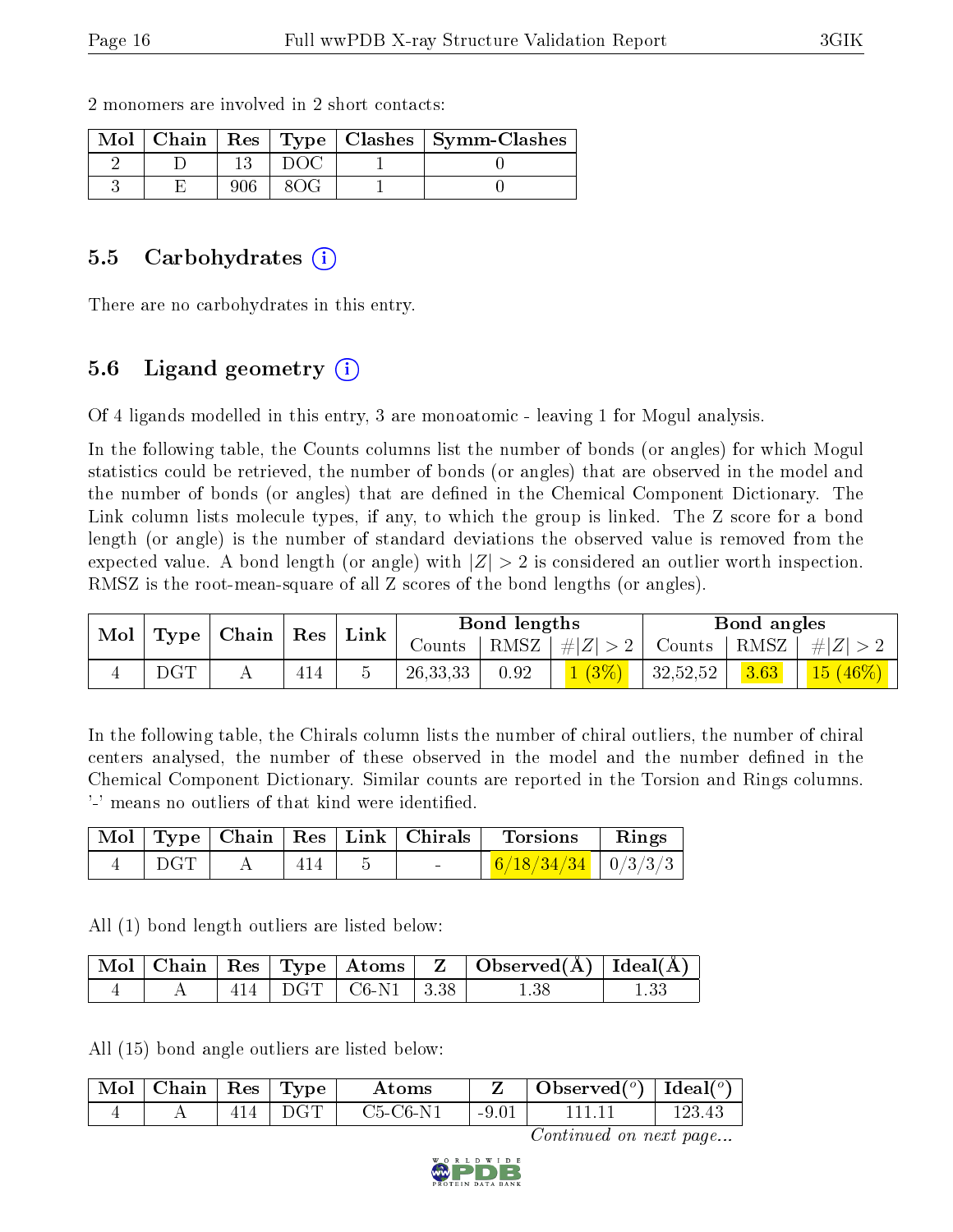2 monomers are involved in 2 short contacts:

| Mol | Chain | Res | Type | Clashes | Symm-Clashes |
|---|---|---|---|---|---|
| 2 | D | 13 | DOC | 1 | 0 |
| 3 | E | 906 | 8OG | 1 | 0 |

### 5.5 Carbohydrates (i)

There are no carbohydrates in this entry.

### 5.6 Ligand geometry (i)

Of 4 ligands modelled in this entry, 3 are monoatomic - leaving 1 for Mogul analysis.

In the following table, the Counts columns list the number of bonds (or angles) for which Mogul statistics could be retrieved, the number of bonds (or angles) that are observed in the model and the number of bonds (or angles) that are defined in the Chemical Component Dictionary. The Link column lists molecule types, if any, to which the group is linked. The Z score for a bond length (or angle) is the number of standard deviations the observed value is removed from the expected value. A bond length (or angle) with $|Z| > 2$ is considered an outlier worth inspection. RMSZ is the root-mean-square of all Z scores of the bond lengths (or angles).

| Mol | Type | Chain | Res | Link | Bond lengths | | | Bond angles | | |
|---|---|---|---|---|---|---|---|---|---|---|
| | | | | | Counts | RMSZ | $\#\|Z\| > 2$ | Counts | RMSZ | $\#\|Z\| > 2$ |
| 4 | DGT | A | 414 | 5 | 26,33,33 | 0.92 | 1 (3%) | 32,52,52 | 3.63 | 15 (46%) |

In the following table, the Chirals column lists the number of chiral outliers, the number of chiral centers analysed, the number of these observed in the model and the number defined in the Chemical Component Dictionary. Similar counts are reported in the Torsion and Rings columns. '-' means no outliers of that kind were identified.

| Mol | Type | Chain | Res | Link | Chirals | Torsions | Rings |
|---|---|---|---|---|---|---|---|
| 4 | DGT | A | 414 | 5 | - | 6/18/34/34 | 0/3/3/3 |

All (1) bond length outliers are listed below:

| Mol | Chain | Res | Type | Atoms | Z | Observed(Å) | Ideal(Å) |
|---|---|---|---|---|---|---|---|
| 4 | A | 414 | DGT | C6-N1 | 3.38 | 1.38 | 1.33 |

All (15) bond angle outliers are listed below:

| Mol | Chain | Res | Type | Atoms | Z | Observed($^o$) | Ideal($^o$) |
|---|---|---|---|---|---|---|---|
| 4 | A | 414 | DGT | C5-C6-N1 | -9.01 | 111.11 | 123.43 |

*Continued on next page...*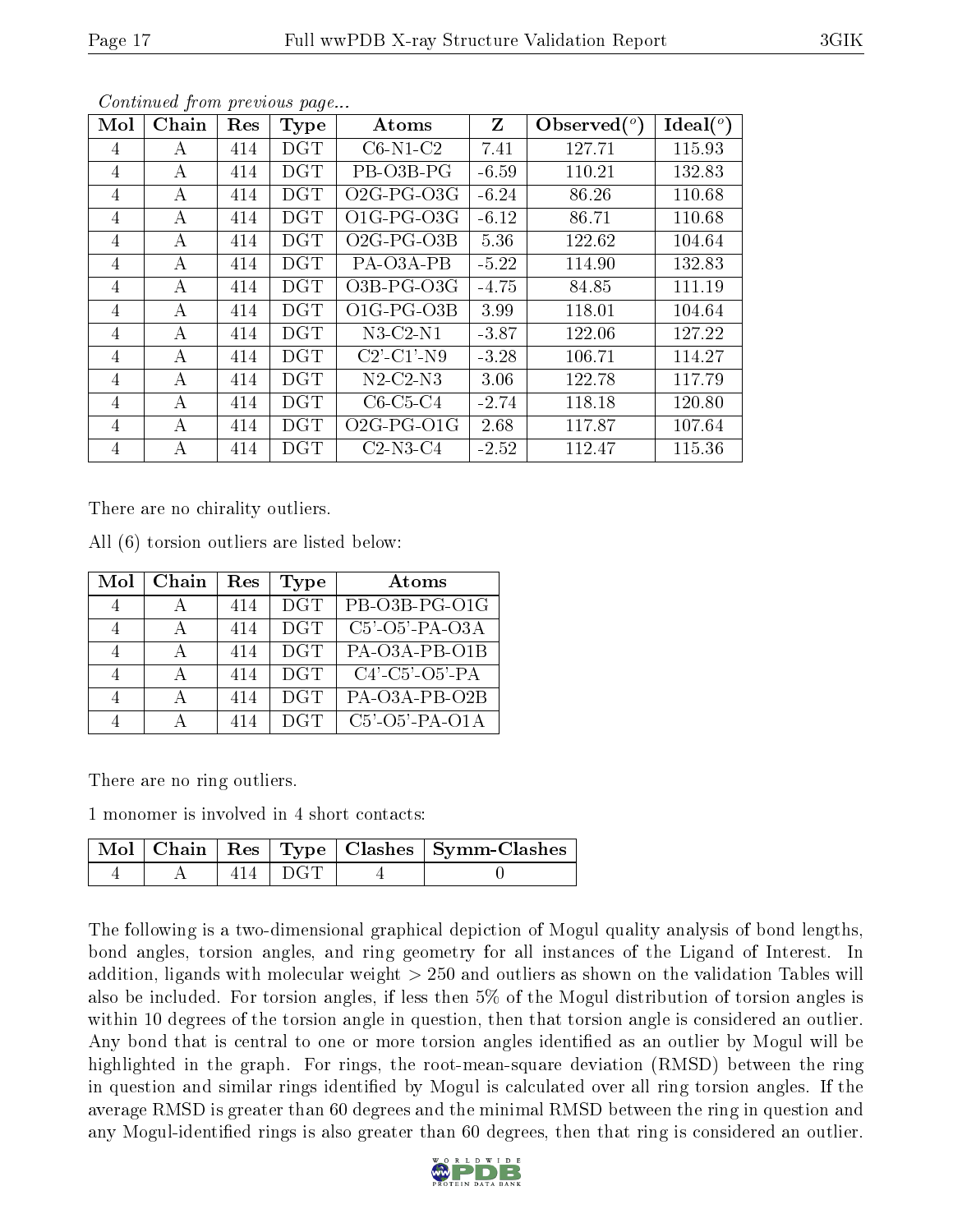*Continued from previous page...*

| Mol | Chain | Res | Type | Atoms | Z | Observed(°) | Ideal(°) |
|---|---|---|---|---|---|---|---|
| 4 | A | 414 | DGT | C6-N1-C2 | 7.41 | 127.71 | 115.93 |
| 4 | A | 414 | DGT | PB-O3B-PG | -6.59 | 110.21 | 132.83 |
| 4 | A | 414 | DGT | O2G-PG-O3G | -6.24 | 86.26 | 110.68 |
| 4 | A | 414 | DGT | O1G-PG-O3G | -6.12 | 86.71 | 110.68 |
| 4 | A | 414 | DGT | O2G-PG-O3B | 5.36 | 122.62 | 104.64 |
| 4 | A | 414 | DGT | PA-O3A-PB | -5.22 | 114.90 | 132.83 |
| 4 | A | 414 | DGT | O3B-PG-O3G | -4.75 | 84.85 | 111.19 |
| 4 | A | 414 | DGT | O1G-PG-O3B | 3.99 | 118.01 | 104.64 |
| 4 | A | 414 | DGT | N3-C2-N1 | -3.87 | 122.06 | 127.22 |
| 4 | A | 414 | DGT | C2'-C1'-N9 | -3.28 | 106.71 | 114.27 |
| 4 | A | 414 | DGT | N2-C2-N3 | 3.06 | 122.78 | 117.79 |
| 4 | A | 414 | DGT | C6-C5-C4 | -2.74 | 118.18 | 120.80 |
| 4 | A | 414 | DGT | O2G-PG-O1G | 2.68 | 117.87 | 107.64 |
| 4 | A | 414 | DGT | C2-N3-C4 | -2.52 | 112.47 | 115.36 |

There are no chirality outliers.

All (6) torsion outliers are listed below:

| Mol | Chain | Res | Type | Atoms |
|---|---|---|---|---|
| 4 | A | 414 | DGT | PB-O3B-PG-O1G |
| 4 | A | 414 | DGT | C5'-O5'-PA-O3A |
| 4 | A | 414 | DGT | PA-O3A-PB-O1B |
| 4 | A | 414 | DGT | C4'-C5'-O5'-PA |
| 4 | A | 414 | DGT | PA-O3A-PB-O2B |
| 4 | A | 414 | DGT | C5'-O5'-PA-O1A |

There are no ring outliers.

1 monomer is involved in 4 short contacts:

| Mol | Chain | Res | Type | Clashes | Symm-Clashes |
|---|---|---|---|---|---|
| 4 | A | 414 | DGT | 4 | 0 |

The following is a two-dimensional graphical depiction of Mogul quality analysis of bond lengths, bond angles, torsion angles, and ring geometry for all instances of the Ligand of Interest. In addition, ligands with molecular weight > 250 and outliers as shown on the validation Tables will also be included. For torsion angles, if less then 5% of the Mogul distribution of torsion angles is within 10 degrees of the torsion angle in question, then that torsion angle is considered an outlier. Any bond that is central to one or more torsion angles identified as an outlier by Mogul will be highlighted in the graph. For rings, the root-mean-square deviation (RMSD) between the ring in question and similar rings identified by Mogul is calculated over all ring torsion angles. If the average RMSD is greater than 60 degrees and the minimal RMSD between the ring in question and any Mogul-identified rings is also greater than 60 degrees, then that ring is considered an outlier.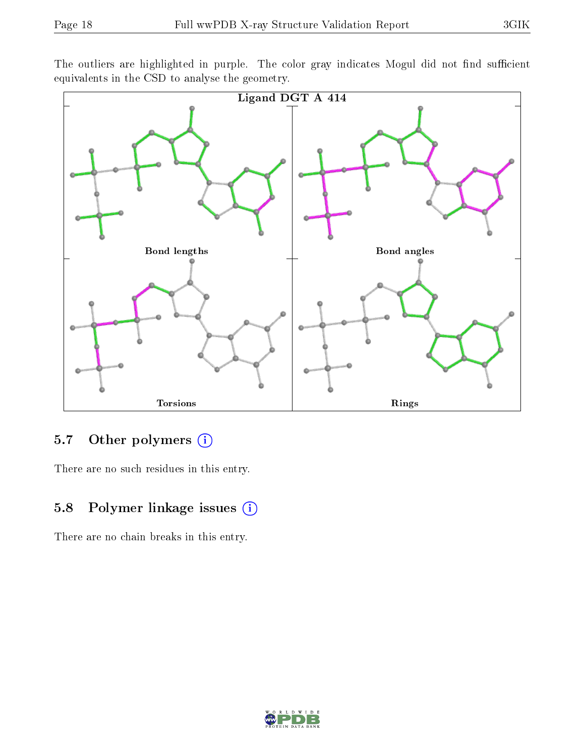The outliers are highlighted in purple. The color gray indicates Mogul did not find sufficient equivalents in the CSD to analyse the geometry.

Ligand DGT A 414

Bond lengths

Bond angles

Torsions

Rings

## 5.7 Other polymers

There are no such residues in this entry.

## 5.8 Polymer linkage issues

There are no chain breaks in this entry.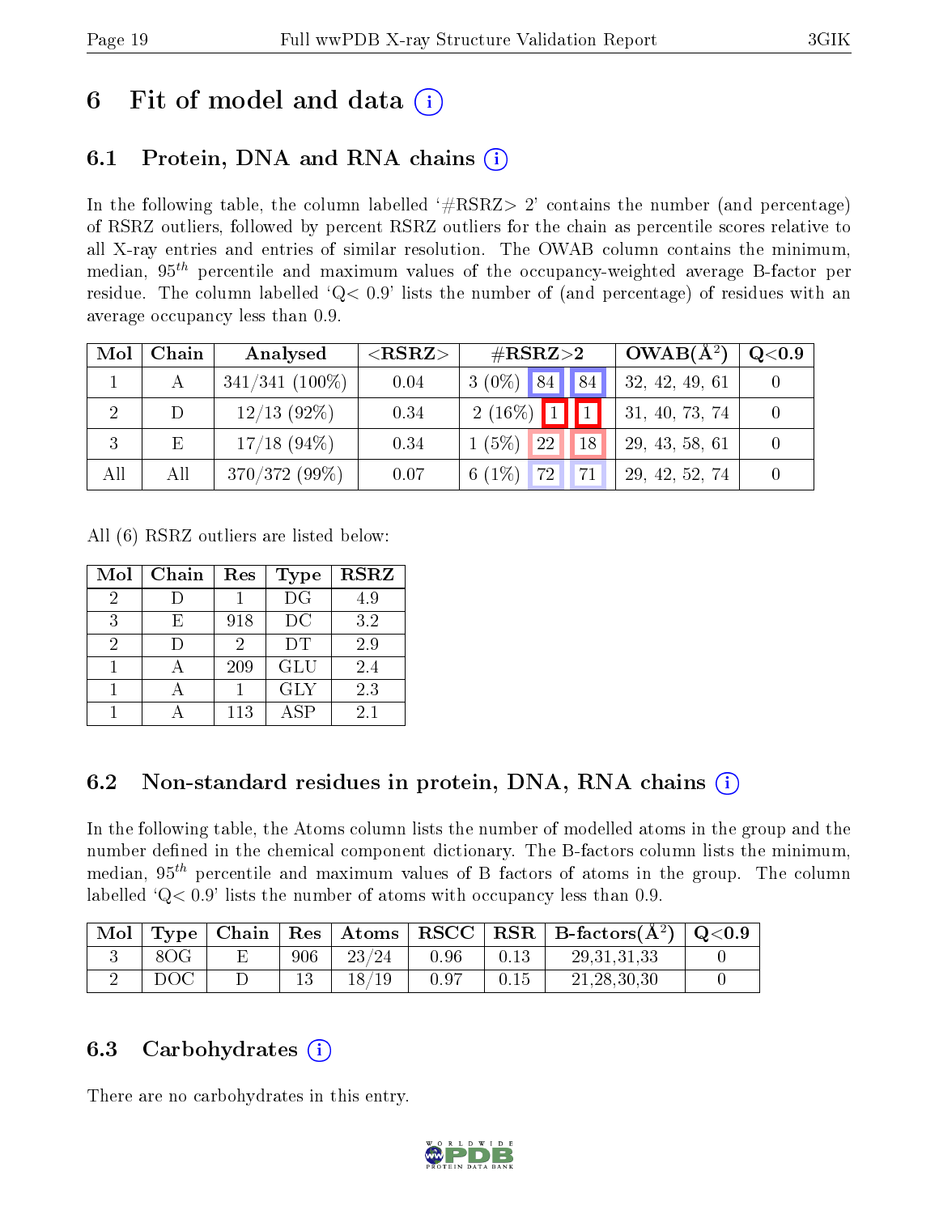# 6 Fit of model and data

## 6.1 Protein, DNA and RNA chains

In the following table, the column labelled '#RSRZ> 2' contains the number (and percentage) of RSRZ outliers, followed by percent RSRZ outliers for the chain as percentile scores relative to all X-ray entries and entries of similar resolution. The OWAB column contains the minimum, median, $95^{th}$ percentile and maximum values of the occupancy-weighted average B-factor per residue. The column labelled 'Q< 0.9' lists the number of (and percentage) of residues with an average occupancy less than 0.9.

| Mol | Chain | Analysed | <RSRZ> | #RSRZ>2 | | | OWAB(Å$^2$) | Q<0.9 |
|---|---|---|---|---|---|---|---|---|
| 1 | A | 341/341 (100%) | 0.04 | 3 (0%) | 84 | 84 | 32, 42, 49, 61 | 0 |
| 2 | D | 12/13 (92%) | 0.34 | 2 (16%) | 1 | 1 | 31, 40, 73, 74 | 0 |
| 3 | E | 17/18 (94%) | 0.34 | 1 (5%) | 22 | 18 | 29, 43, 58, 61 | 0 |
| All | All | 370/372 (99%) | 0.07 | 6 (1%) | 72 | 71 | 29, 42, 52, 74 | 0 |

All (6) RSRZ outliers are listed below:

| Mol | Chain | Res | Type | RSRZ |
|---|---|---|---|---|
| 2 | D | 1 | DG | 4.9 |
| 3 | E | 918 | DC | 3.2 |
| 2 | D | 2 | DT | 2.9 |
| 1 | A | 209 | GLU | 2.4 |
| 1 | A | 1 | GLY | 2.3 |
| 1 | A | 113 | ASP | 2.1 |

## 6.2 Non-standard residues in protein, DNA, RNA chains

In the following table, the Atoms column lists the number of modelled atoms in the group and the number defined in the chemical component dictionary. The B-factors column lists the minimum, median, $95^{th}$ percentile and maximum values of B factors of atoms in the group. The column labelled 'Q< 0.9' lists the number of atoms with occupancy less than 0.9.

| Mol | Type | Chain | Res | Atoms | RSCC | RSR | B-factors(Å$^2$) | Q<0.9 |
|---|---|---|---|---|---|---|---|---|
| 3 | 8OG | E | 906 | 23/24 | 0.96 | 0.13 | 29,31,31,33 | 0 |
| 2 | DOC | D | 13 | 18/19 | 0.97 | 0.15 | 21,28,30,30 | 0 |

## 6.3 Carbohydrates

There are no carbohydrates in this entry.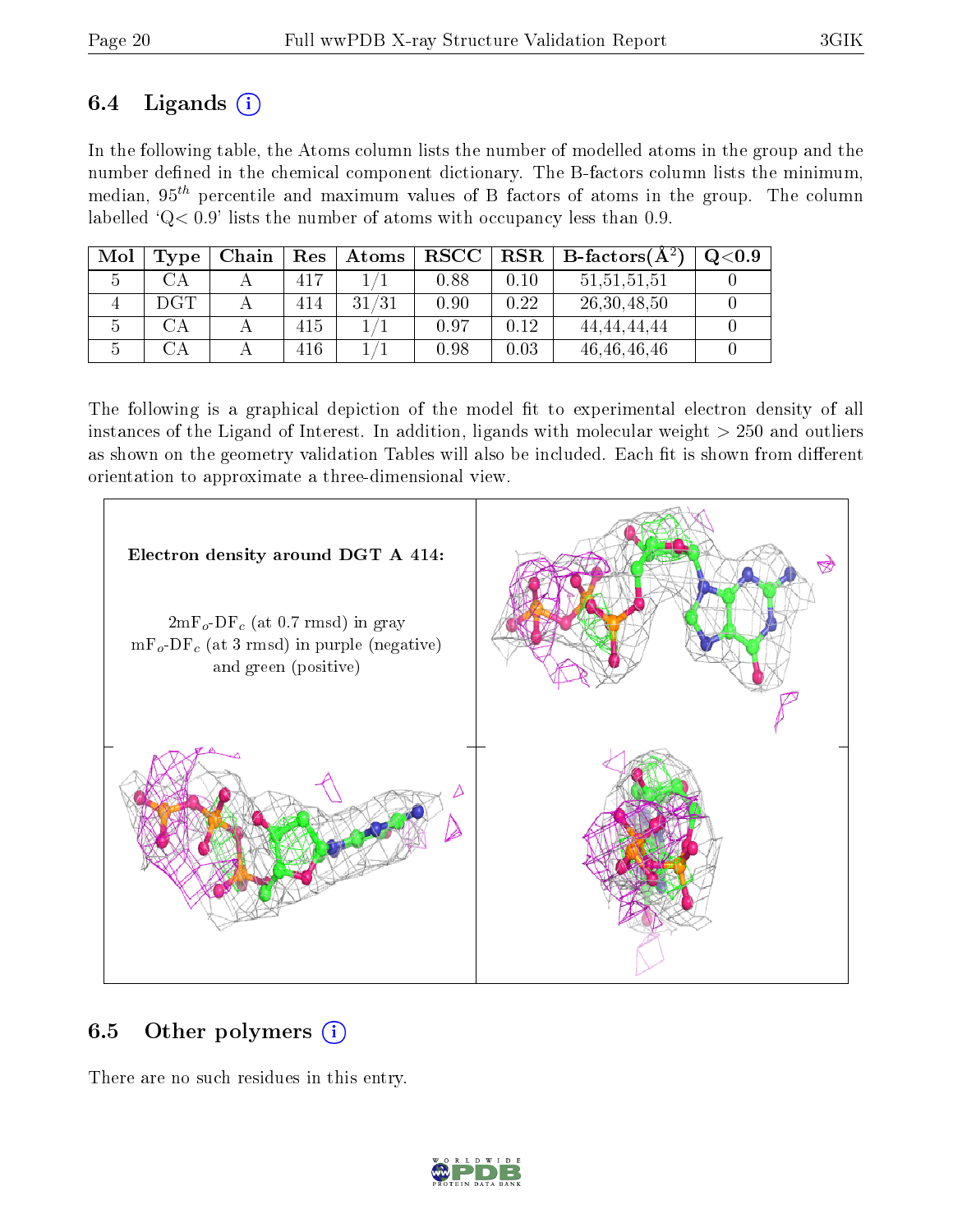## 6.4 Ligands (i)

In the following table, the Atoms column lists the number of modelled atoms in the group and the number defined in the chemical component dictionary. The B-factors column lists the minimum, median, $95^{th}$ percentile and maximum values of B factors of atoms in the group. The column labelled 'Q< 0.9' lists the number of atoms with occupancy less than 0.9.

| Mol | Type | Chain | Res | Atoms | RSCC | RSR | B-factors($\mathring{A}^2$) | Q<0.9 |
|---|---|---|---|---|---|---|---|---|
| 5 | CA | A | 417 | 1/1 | 0.88 | 0.10 | 51,51,51,51 | 0 |
| 4 | DGT | A | 414 | 31/31 | 0.90 | 0.22 | 26,30,48,50 | 0 |
| 5 | CA | A | 415 | 1/1 | 0.97 | 0.12 | 44,44,44,44 | 0 |
| 5 | CA | A | 416 | 1/1 | 0.98 | 0.03 | 46,46,46,46 | 0 |

The following is a graphical depiction of the model fit to experimental electron density of all instances of the Ligand of Interest. In addition, ligands with molecular weight > 250 and outliers as shown on the geometry validation Tables will also be included. Each fit is shown from different orientation to approximate a three-dimensional view.

**Electron density around DGT A 414:**

$2mF_o$-$DF_c$ (at 0.7 rmsd) in gray
$mF_o$-$DF_c$ (at 3 rmsd) in purple (negative)
and green (positive)

## 6.5 Other polymers (i)

There are no such residues in this entry.